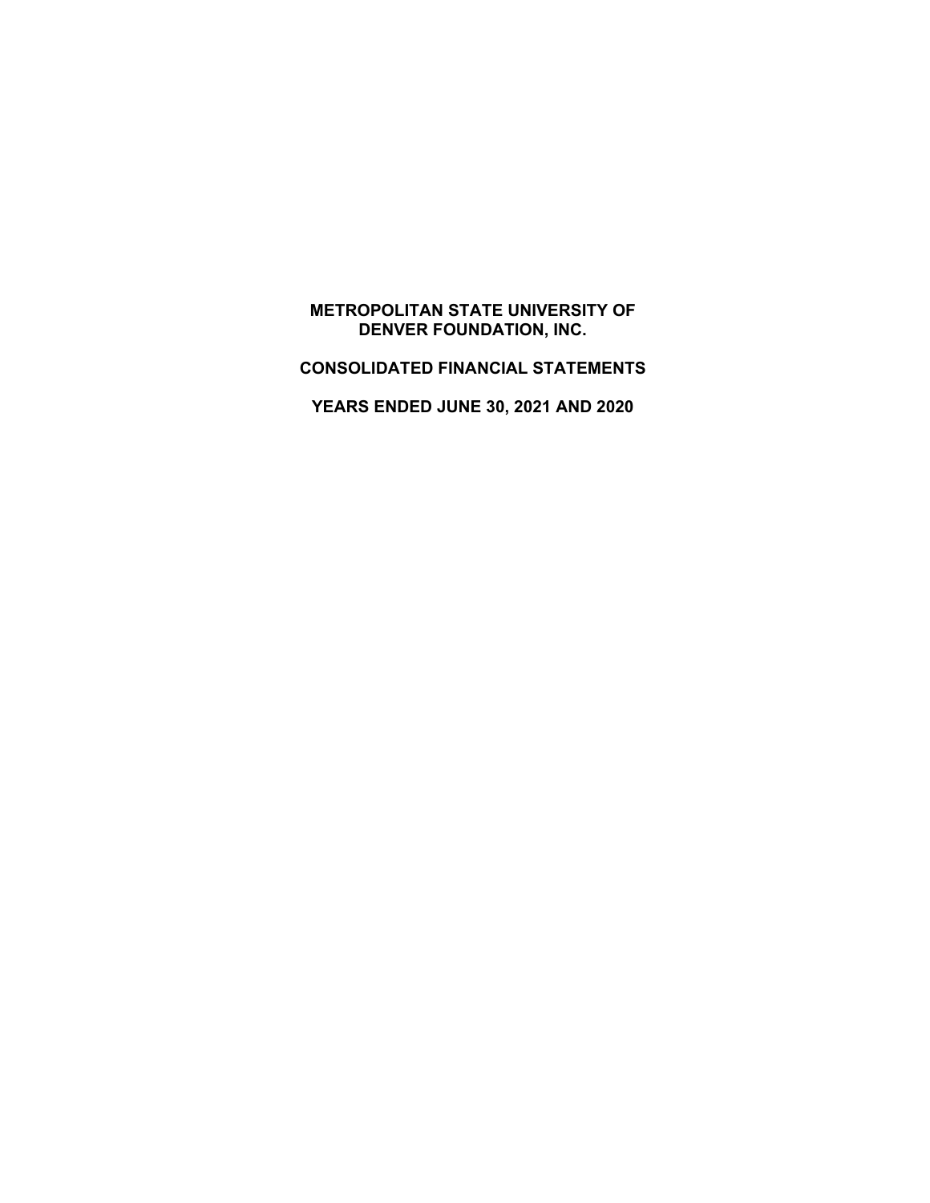# METROPOLITAN STATE UNIVERSITY OF DENVER FOUNDATION, INC.

## CONSOLIDATED FINANCIAL STATEMENTS

## YEARS ENDED JUNE 30, 2021 AND 2020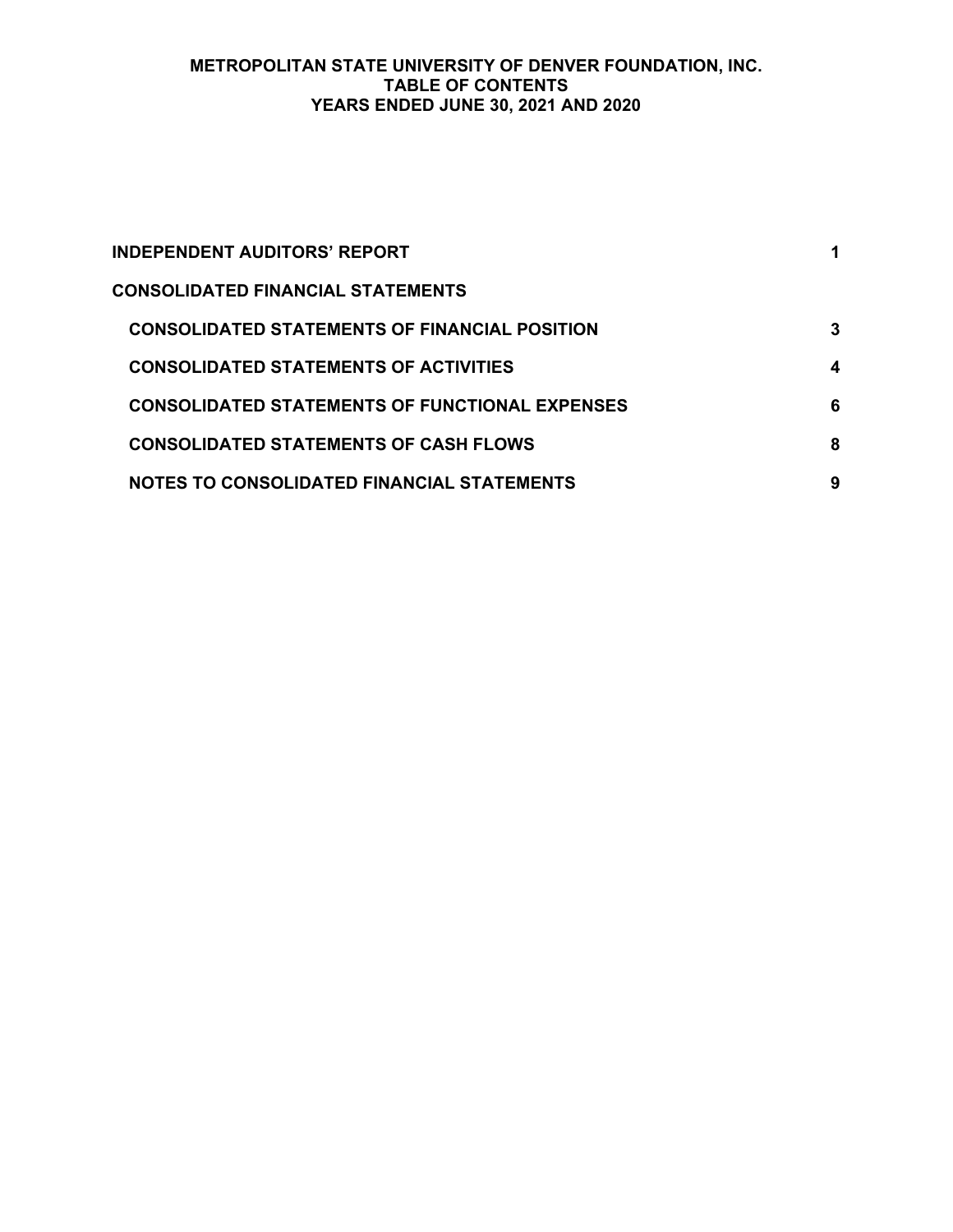# METROPOLITAN STATE UNIVERSITY OF DENVER FOUNDATION, INC.
## TABLE OF CONTENTS
### YEARS ENDED JUNE 30, 2021 AND 2020

| | |
|---|---|
| **INDEPENDENT AUDITORS' REPORT** | **1** |
| **CONSOLIDATED FINANCIAL STATEMENTS** | |
| **CONSOLIDATED STATEMENTS OF FINANCIAL POSITION** | **3** |
| **CONSOLIDATED STATEMENTS OF ACTIVITIES** | **4** |
| **CONSOLIDATED STATEMENTS OF FUNCTIONAL EXPENSES** | **6** |
| **CONSOLIDATED STATEMENTS OF CASH FLOWS** | **8** |
| **NOTES TO CONSOLIDATED FINANCIAL STATEMENTS** | **9** |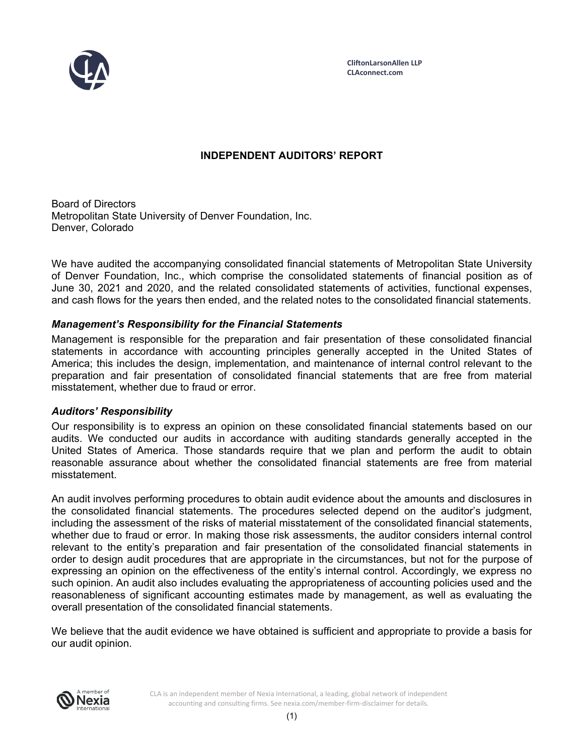CliftonLarsonAllen LLP
CLAconnect.com

# INDEPENDENT AUDITORS' REPORT

Board of Directors
Metropolitan State University of Denver Foundation, Inc.
Denver, Colorado

We have audited the accompanying consolidated financial statements of Metropolitan State University of Denver Foundation, Inc., which comprise the consolidated statements of financial position as of June 30, 2021 and 2020, and the related consolidated statements of activities, functional expenses, and cash flows for the years then ended, and the related notes to the consolidated financial statements.

### *Management's Responsibility for the Financial Statements*

Management is responsible for the preparation and fair presentation of these consolidated financial statements in accordance with accounting principles generally accepted in the United States of America; this includes the design, implementation, and maintenance of internal control relevant to the preparation and fair presentation of consolidated financial statements that are free from material misstatement, whether due to fraud or error.

### *Auditors' Responsibility*

Our responsibility is to express an opinion on these consolidated financial statements based on our audits. We conducted our audits in accordance with auditing standards generally accepted in the United States of America. Those standards require that we plan and perform the audit to obtain reasonable assurance about whether the consolidated financial statements are free from material misstatement.

An audit involves performing procedures to obtain audit evidence about the amounts and disclosures in the consolidated financial statements. The procedures selected depend on the auditor's judgment, including the assessment of the risks of material misstatement of the consolidated financial statements, whether due to fraud or error. In making those risk assessments, the auditor considers internal control relevant to the entity's preparation and fair presentation of the consolidated financial statements in order to design audit procedures that are appropriate in the circumstances, but not for the purpose of expressing an opinion on the effectiveness of the entity's internal control. Accordingly, we express no such opinion. An audit also includes evaluating the appropriateness of accounting policies used and the reasonableness of significant accounting estimates made by management, as well as evaluating the overall presentation of the consolidated financial statements.

We believe that the audit evidence we have obtained is sufficient and appropriate to provide a basis for our audit opinion.

CLA is an independent member of Nexia International, a leading, global network of independent accounting and consulting firms. See nexia.com/member-firm-disclaimer for details.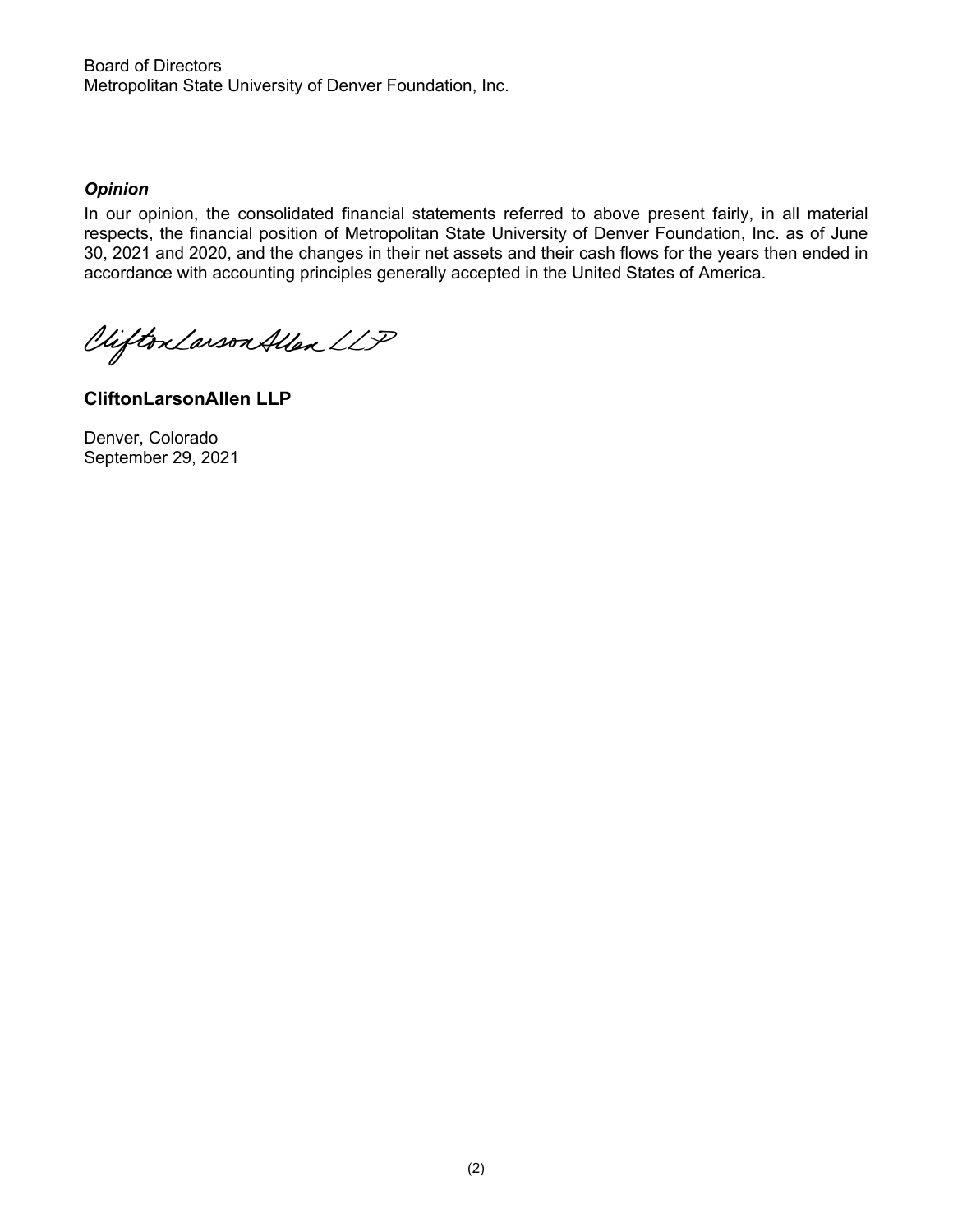Board of Directors
Metropolitan State University of Denver Foundation, Inc.

### *Opinion*

In our opinion, the consolidated financial statements referred to above present fairly, in all material respects, the financial position of Metropolitan State University of Denver Foundation, Inc. as of June 30, 2021 and 2020, and the changes in their net assets and their cash flows for the years then ended in accordance with accounting principles generally accepted in the United States of America.

CliftonLarsonAllen LLP

**CliftonLarsonAllen LLP**

Denver, Colorado
September 29, 2021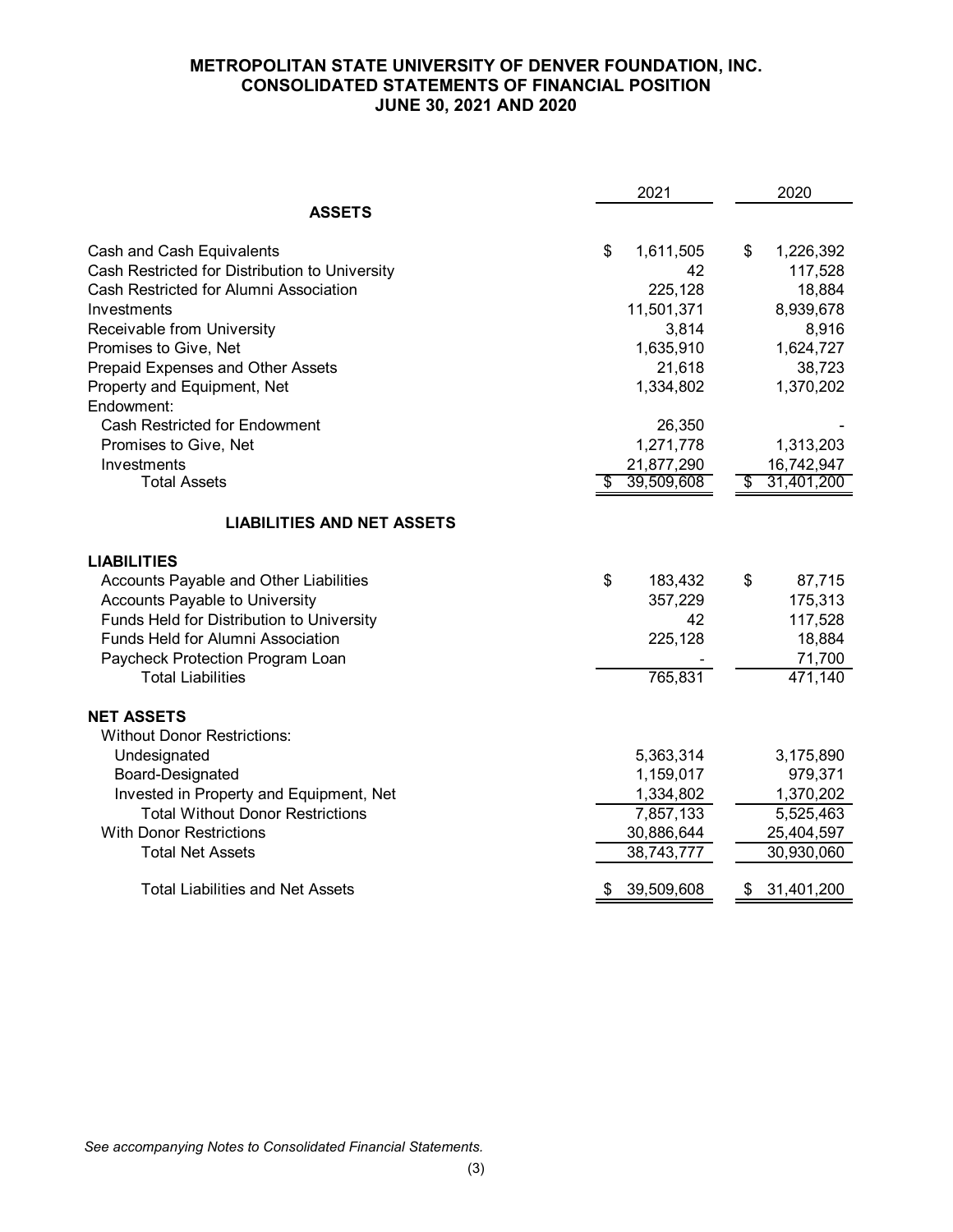# METROPOLITAN STATE UNIVERSITY OF DENVER FOUNDATION, INC.
## CONSOLIDATED STATEMENTS OF FINANCIAL POSITION
### JUNE 30, 2021 AND 2020

| | 2021 | 2020 |
|---|---|---|
| **ASSETS** | | |
| Cash and Cash Equivalents | $ 1,611,505 | $ 1,226,392 |
| Cash Restricted for Distribution to University | 42 | 117,528 |
| Cash Restricted for Alumni Association | 225,128 | 18,884 |
| Investments | 11,501,371 | 8,939,678 |
| Receivable from University | 3,814 | 8,916 |
| Promises to Give, Net | 1,635,910 | 1,624,727 |
| Prepaid Expenses and Other Assets | 21,618 | 38,723 |
| Property and Equipment, Net | 1,334,802 | 1,370,202 |
| Endowment: | | |
| Cash Restricted for Endowment | 26,350 | - |
| Promises to Give, Net | 1,271,778 | 1,313,203 |
| Investments | 21,877,290 | 16,742,947 |
| Total Assets | $ 39,509,608 | $ 31,401,200 |
| **LIABILITIES AND NET ASSETS** | | |
| **LIABILITIES** | | |
| Accounts Payable and Other Liabilities | $ 183,432 | $ 87,715 |
| Accounts Payable to University | 357,229 | 175,313 |
| Funds Held for Distribution to University | 42 | 117,528 |
| Funds Held for Alumni Association | 225,128 | 18,884 |
| Paycheck Protection Program Loan | - | 71,700 |
| Total Liabilities | 765,831 | 471,140 |
| **NET ASSETS** | | |
| Without Donor Restrictions: | | |
| Undesignated | 5,363,314 | 3,175,890 |
| Board-Designated | 1,159,017 | 979,371 |
| Invested in Property and Equipment, Net | 1,334,802 | 1,370,202 |
| Total Without Donor Restrictions | 7,857,133 | 5,525,463 |
| With Donor Restrictions | 30,886,644 | 25,404,597 |
| Total Net Assets | 38,743,777 | 30,930,060 |
| Total Liabilities and Net Assets | $ 39,509,608 | $ 31,401,200 |

*See accompanying Notes to Consolidated Financial Statements.*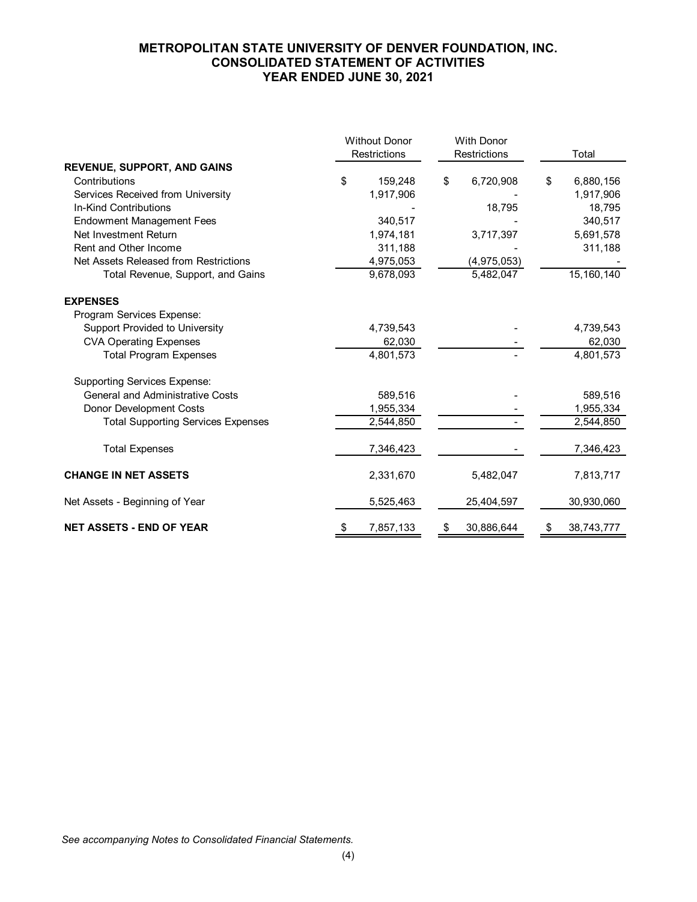# METROPOLITAN STATE UNIVERSITY OF DENVER FOUNDATION, INC.
## CONSOLIDATED STATEMENT OF ACTIVITIES
## YEAR ENDED JUNE 30, 2021

| | Without Donor Restrictions | With Donor Restrictions | Total |
|---|---|---|---|
| **REVENUE, SUPPORT, AND GAINS** | | | |
| Contributions | $ 159,248 | $ 6,720,908 | $ 6,880,156 |
| Services Received from University | 1,917,906 | - | 1,917,906 |
| In-Kind Contributions | - | 18,795 | 18,795 |
| Endowment Management Fees | 340,517 | - | 340,517 |
| Net Investment Return | 1,974,181 | 3,717,397 | 5,691,578 |
| Rent and Other Income | 311,188 | - | 311,188 |
| Net Assets Released from Restrictions | 4,975,053 | (4,975,053) | - |
| Total Revenue, Support, and Gains | 9,678,093 | 5,482,047 | 15,160,140 |
| **EXPENSES** | | | |
| Program Services Expense: | | | |
| Support Provided to University | 4,739,543 | - | 4,739,543 |
| CVA Operating Expenses | 62,030 | - | 62,030 |
| Total Program Expenses | 4,801,573 | - | 4,801,573 |
| Supporting Services Expense: | | | |
| General and Administrative Costs | 589,516 | - | 589,516 |
| Donor Development Costs | 1,955,334 | - | 1,955,334 |
| Total Supporting Services Expenses | 2,544,850 | - | 2,544,850 |
| Total Expenses | 7,346,423 | - | 7,346,423 |
| **CHANGE IN NET ASSETS** | 2,331,670 | 5,482,047 | 7,813,717 |
| Net Assets - Beginning of Year | 5,525,463 | 25,404,597 | 30,930,060 |
| **NET ASSETS - END OF YEAR** | $ 7,857,133 | $ 30,886,644 | $ 38,743,777 |

*See accompanying Notes to Consolidated Financial Statements.*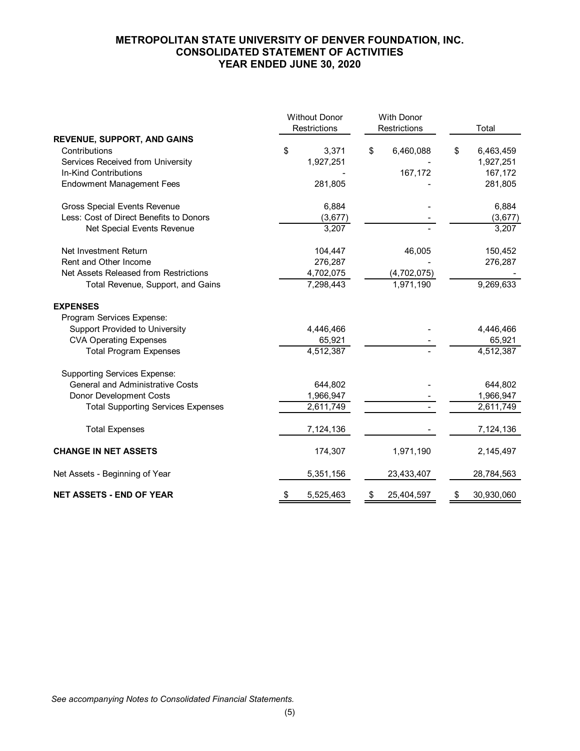# METROPOLITAN STATE UNIVERSITY OF DENVER FOUNDATION, INC.
## CONSOLIDATED STATEMENT OF ACTIVITIES
## YEAR ENDED JUNE 30, 2020

| | Without Donor Restrictions | With Donor Restrictions | Total |
|---|---|---|---|
| **REVENUE, SUPPORT, AND GAINS** | | | |
| Contributions | $ 3,371 | $ 6,460,088 | $ 6,463,459 |
| Services Received from University | 1,927,251 | - | 1,927,251 |
| In-Kind Contributions | - | 167,172 | 167,172 |
| Endowment Management Fees | 281,805 | - | 281,805 |
| Gross Special Events Revenue | 6,884 | - | 6,884 |
| Less: Cost of Direct Benefits to Donors | (3,677) | - | (3,677) |
| Net Special Events Revenue | 3,207 | - | 3,207 |
| Net Investment Return | 104,447 | 46,005 | 150,452 |
| Rent and Other Income | 276,287 | - | 276,287 |
| Net Assets Released from Restrictions | 4,702,075 | (4,702,075) | - |
| Total Revenue, Support, and Gains | 7,298,443 | 1,971,190 | 9,269,633 |
| **EXPENSES** | | | |
| Program Services Expense: | | | |
| Support Provided to University | 4,446,466 | - | 4,446,466 |
| CVA Operating Expenses | 65,921 | - | 65,921 |
| Total Program Expenses | 4,512,387 | - | 4,512,387 |
| Supporting Services Expense: | | | |
| General and Administrative Costs | 644,802 | - | 644,802 |
| Donor Development Costs | 1,966,947 | - | 1,966,947 |
| Total Supporting Services Expenses | 2,611,749 | - | 2,611,749 |
| Total Expenses | 7,124,136 | - | 7,124,136 |
| **CHANGE IN NET ASSETS** | 174,307 | 1,971,190 | 2,145,497 |
| Net Assets - Beginning of Year | 5,351,156 | 23,433,407 | 28,784,563 |
| **NET ASSETS - END OF YEAR** | $ 5,525,463 | $ 25,404,597 | $ 30,930,060 |

*See accompanying Notes to Consolidated Financial Statements.*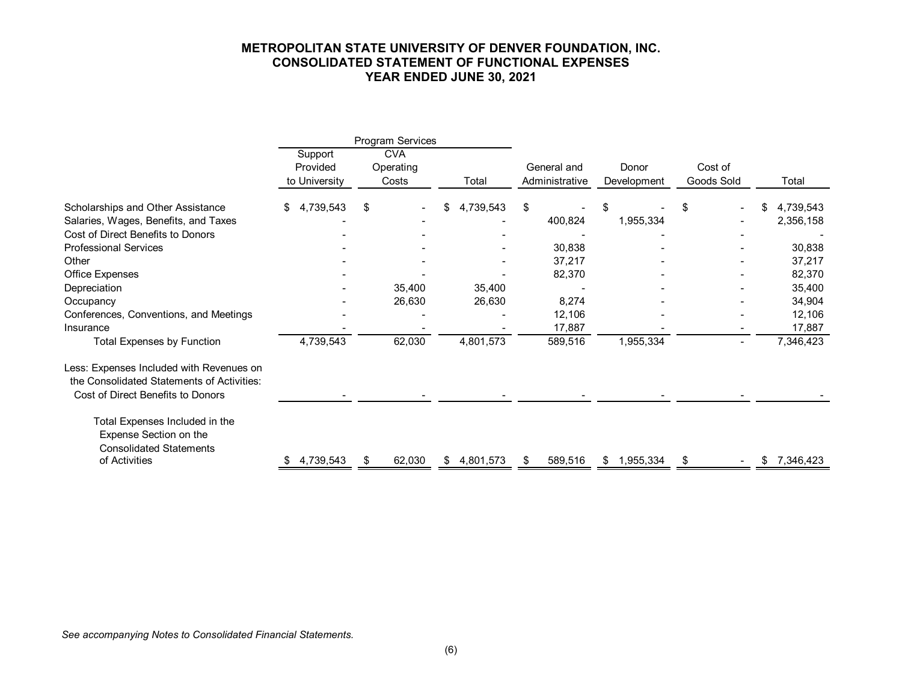# METROPOLITAN STATE UNIVERSITY OF DENVER FOUNDATION, INC.
## CONSOLIDATED STATEMENT OF FUNCTIONAL EXPENSES
## YEAR ENDED JUNE 30, 2021

| | Program Services | | | | | | |
|---|---|---|---|---|---|---|---|
| | Support Provided to University | CVA Operating Costs | Total | General and Administrative | Donor Development | Cost of Goods Sold | Total |
| Scholarships and Other Assistance | $ 4,739,543 | $ - | $ 4,739,543 | $ - | $ - | $ - | $ 4,739,543 |
| Salaries, Wages, Benefits, and Taxes | - | - | - | 400,824 | 1,955,334 | - | 2,356,158 |
| Cost of Direct Benefits to Donors | - | - | - | - | - | - | - |
| Professional Services | - | - | - | 30,838 | - | - | 30,838 |
| Other | - | - | - | 37,217 | - | - | 37,217 |
| Office Expenses | - | - | - | 82,370 | - | - | 82,370 |
| Depreciation | - | 35,400 | 35,400 | - | - | - | 35,400 |
| Occupancy | - | 26,630 | 26,630 | 8,274 | - | - | 34,904 |
| Conferences, Conventions, and Meetings | - | - | - | 12,106 | - | - | 12,106 |
| Insurance | - | - | - | 17,887 | - | - | 17,887 |
| Total Expenses by Function | 4,739,543 | 62,030 | 4,801,573 | 589,516 | 1,955,334 | - | 7,346,423 |
| Less: Expenses Included with Revenues on the Consolidated Statements of Activities: | | | | | | | |
| Cost of Direct Benefits to Donors | - | - | - | - | - | - | - |
| Total Expenses Included in the Expense Section on the Consolidated Statements of Activities | $ 4,739,543 | $ 62,030 | $ 4,801,573 | $ 589,516 | $ 1,955,334 | $ - | $ 7,346,423 |

*See accompanying Notes to Consolidated Financial Statements.*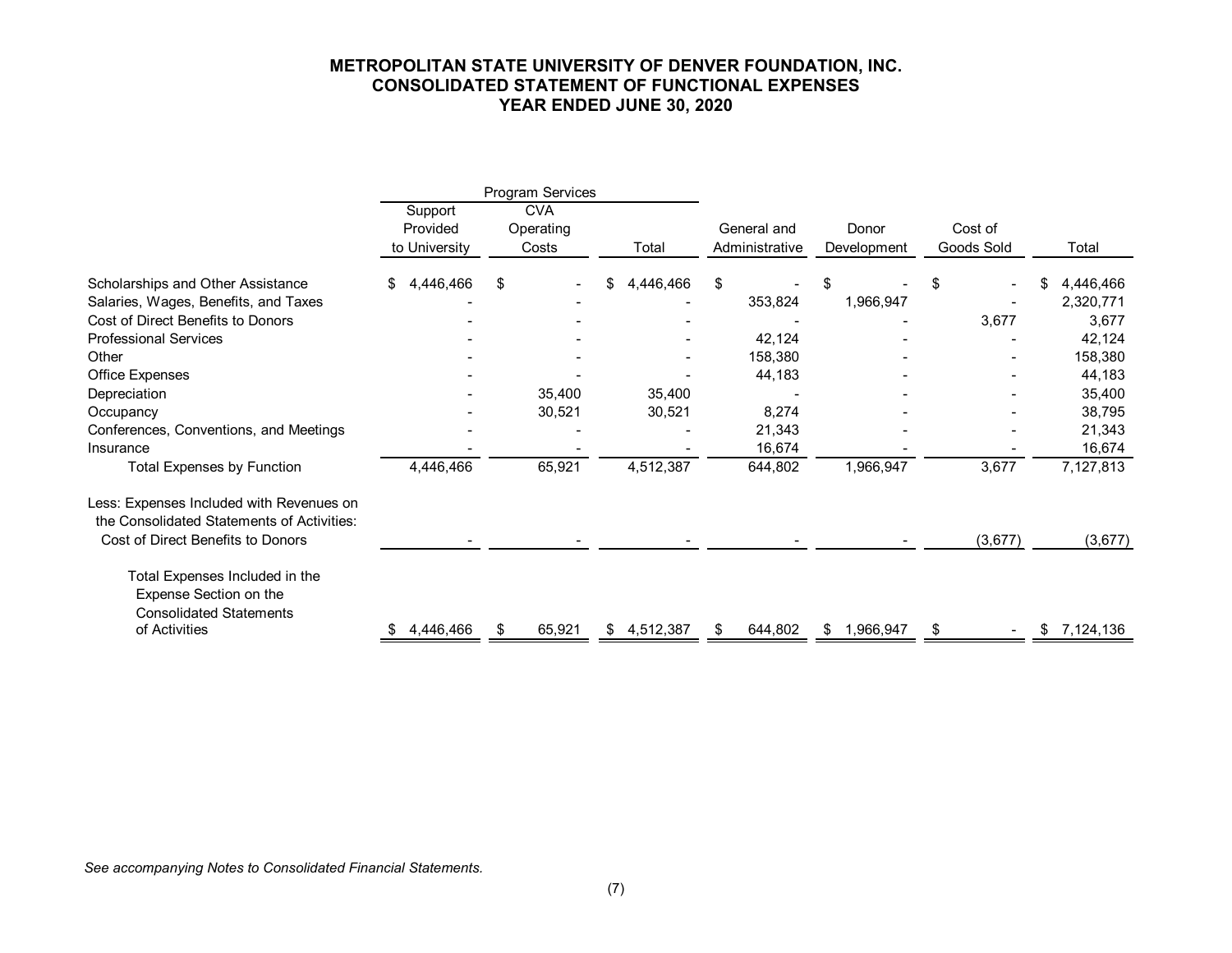**METROPOLITAN STATE UNIVERSITY OF DENVER FOUNDATION, INC.**
**CONSOLIDATED STATEMENT OF FUNCTIONAL EXPENSES**
**YEAR ENDED JUNE 30, 2020**

| | Program Services | | | | | | |
|---|---|---|---|---|---|---|---|
| | Support Provided to University | CVA Operating Costs | Total | General and Administrative | Donor Development | Cost of Goods Sold | Total |
| Scholarships and Other Assistance | $ 4,446,466 | $ - | $ 4,446,466 | $ - | $ - | $ - | $ 4,446,466 |
| Salaries, Wages, Benefits, and Taxes | - | - | - | 353,824 | 1,966,947 | - | 2,320,771 |
| Cost of Direct Benefits to Donors | - | - | - | - | - | 3,677 | 3,677 |
| Professional Services | - | - | - | 42,124 | - | - | 42,124 |
| Other | - | - | - | 158,380 | - | - | 158,380 |
| Office Expenses | - | - | - | 44,183 | - | - | 44,183 |
| Depreciation | - | 35,400 | 35,400 | - | - | - | 35,400 |
| Occupancy | - | 30,521 | 30,521 | 8,274 | - | - | 38,795 |
| Conferences, Conventions, and Meetings | - | - | - | 21,343 | - | - | 21,343 |
| Insurance | - | - | - | 16,674 | - | - | 16,674 |
| Total Expenses by Function | 4,446,466 | 65,921 | 4,512,387 | 644,802 | 1,966,947 | 3,677 | 7,127,813 |
| Less: Expenses Included with Revenues on the Consolidated Statements of Activities: | | | | | | | |
| Cost of Direct Benefits to Donors | - | - | - | - | - | (3,677) | (3,677) |
| Total Expenses Included in the Expense Section on the Consolidated Statements of Activities | $ 4,446,466 | $ 65,921 | $ 4,512,387 | $ 644,802 | $ 1,966,947 | $ - | $ 7,124,136 |

*See accompanying Notes to Consolidated Financial Statements.*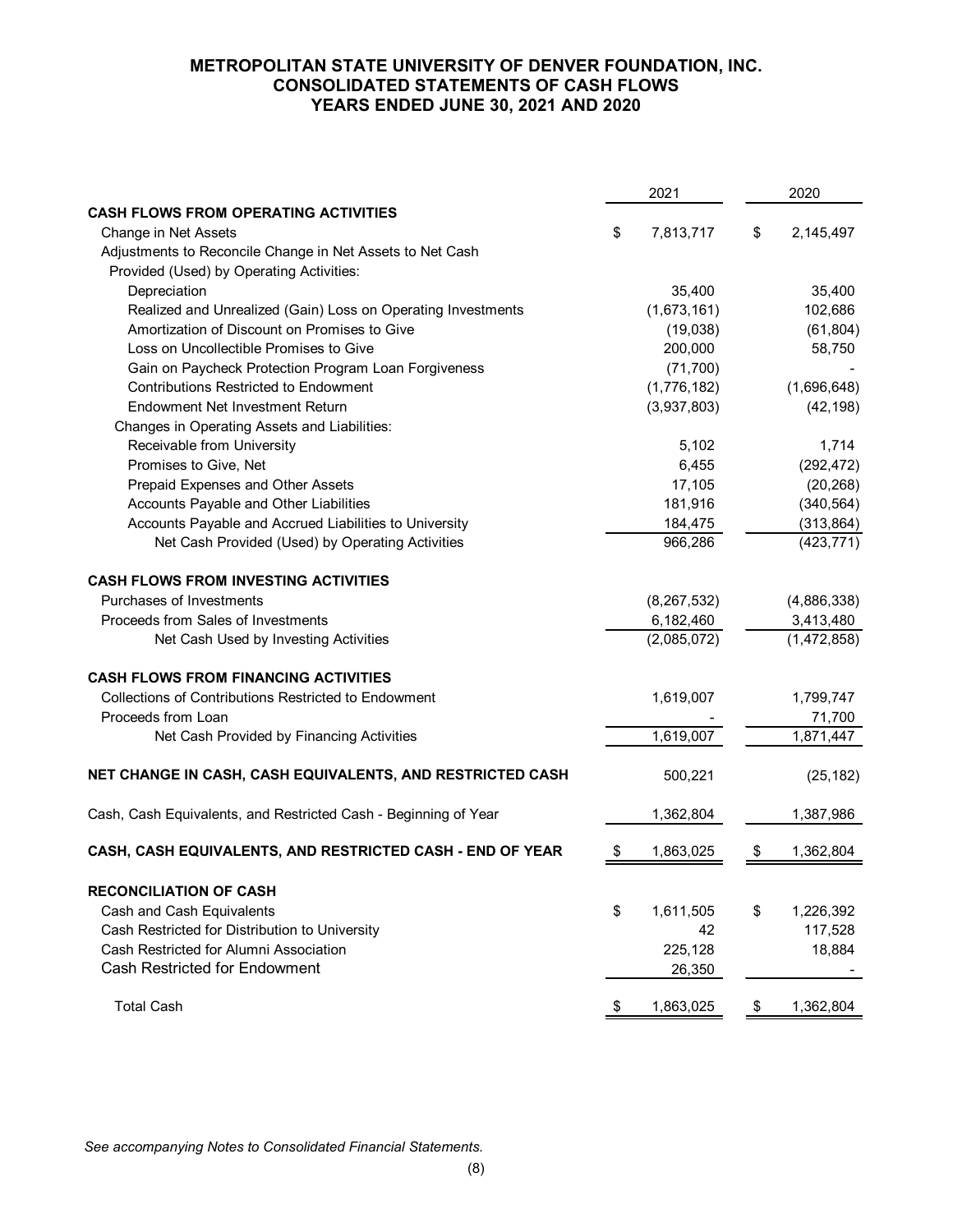# METROPOLITAN STATE UNIVERSITY OF DENVER FOUNDATION, INC.
## CONSOLIDATED STATEMENTS OF CASH FLOWS
### YEARS ENDED JUNE 30, 2021 AND 2020

| | 2021 | 2020 |
|---|---|---|
| **CASH FLOWS FROM OPERATING ACTIVITIES** | | |
| Change in Net Assets | $ 7,813,717 | $ 2,145,497 |
| Adjustments to Reconcile Change in Net Assets to Net Cash Provided (Used) by Operating Activities: | | |
| Depreciation | 35,400 | 35,400 |
| Realized and Unrealized (Gain) Loss on Operating Investments | (1,673,161) | 102,686 |
| Amortization of Discount on Promises to Give | (19,038) | (61,804) |
| Loss on Uncollectible Promises to Give | 200,000 | 58,750 |
| Gain on Paycheck Protection Program Loan Forgiveness | (71,700) | - |
| Contributions Restricted to Endowment | (1,776,182) | (1,696,648) |
| Endowment Net Investment Return | (3,937,803) | (42,198) |
| Changes in Operating Assets and Liabilities: | | |
| Receivable from University | 5,102 | 1,714 |
| Promises to Give, Net | 6,455 | (292,472) |
| Prepaid Expenses and Other Assets | 17,105 | (20,268) |
| Accounts Payable and Other Liabilities | 181,916 | (340,564) |
| Accounts Payable and Accrued Liabilities to University | 184,475 | (313,864) |
| Net Cash Provided (Used) by Operating Activities | 966,286 | (423,771) |
| **CASH FLOWS FROM INVESTING ACTIVITIES** | | |
| Purchases of Investments | (8,267,532) | (4,886,338) |
| Proceeds from Sales of Investments | 6,182,460 | 3,413,480 |
| Net Cash Used by Investing Activities | (2,085,072) | (1,472,858) |
| **CASH FLOWS FROM FINANCING ACTIVITIES** | | |
| Collections of Contributions Restricted to Endowment | 1,619,007 | 1,799,747 |
| Proceeds from Loan | - | 71,700 |
| Net Cash Provided by Financing Activities | 1,619,007 | 1,871,447 |
| **NET CHANGE IN CASH, CASH EQUIVALENTS, AND RESTRICTED CASH** | 500,221 | (25,182) |
| Cash, Cash Equivalents, and Restricted Cash - Beginning of Year | 1,362,804 | 1,387,986 |
| **CASH, CASH EQUIVALENTS, AND RESTRICTED CASH - END OF YEAR** | $ 1,863,025 | $ 1,362,804 |
| **RECONCILIATION OF CASH** | | |
| Cash and Cash Equivalents | $ 1,611,505 | $ 1,226,392 |
| Cash Restricted for Distribution to University | 42 | 117,528 |
| Cash Restricted for Alumni Association | 225,128 | 18,884 |
| Cash Restricted for Endowment | 26,350 | - |
| Total Cash | $ 1,863,025 | $ 1,362,804 |

*See accompanying Notes to Consolidated Financial Statements.*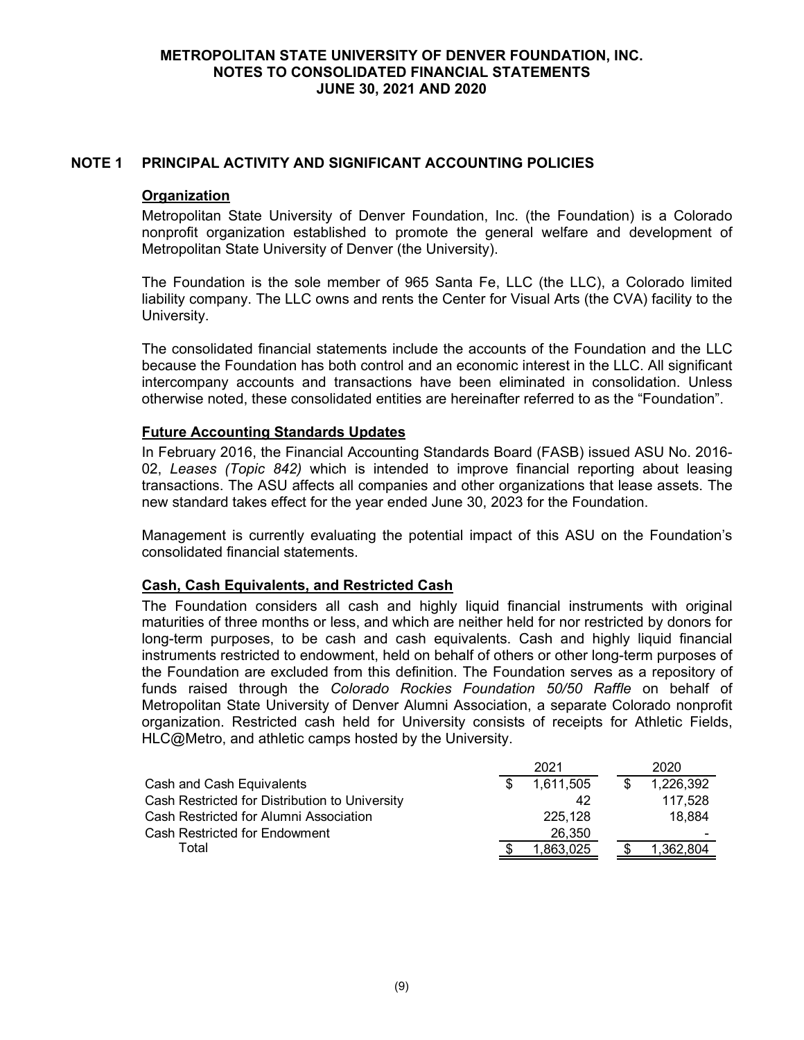# METROPOLITAN STATE UNIVERSITY OF DENVER FOUNDATION, INC.
## NOTES TO CONSOLIDATED FINANCIAL STATEMENTS
## JUNE 30, 2021 AND 2020

## NOTE 1 PRINCIPAL ACTIVITY AND SIGNIFICANT ACCOUNTING POLICIES

### Organization

Metropolitan State University of Denver Foundation, Inc. (the Foundation) is a Colorado nonprofit organization established to promote the general welfare and development of Metropolitan State University of Denver (the University).

The Foundation is the sole member of 965 Santa Fe, LLC (the LLC), a Colorado limited liability company. The LLC owns and rents the Center for Visual Arts (the CVA) facility to the University.

The consolidated financial statements include the accounts of the Foundation and the LLC because the Foundation has both control and an economic interest in the LLC. All significant intercompany accounts and transactions have been eliminated in consolidation. Unless otherwise noted, these consolidated entities are hereinafter referred to as the "Foundation".

### Future Accounting Standards Updates

In February 2016, the Financial Accounting Standards Board (FASB) issued ASU No. 2016-02, *Leases (Topic 842)* which is intended to improve financial reporting about leasing transactions. The ASU affects all companies and other organizations that lease assets. The new standard takes effect for the year ended June 30, 2023 for the Foundation.

Management is currently evaluating the potential impact of this ASU on the Foundation's consolidated financial statements.

### Cash, Cash Equivalents, and Restricted Cash

The Foundation considers all cash and highly liquid financial instruments with original maturities of three months or less, and which are neither held for nor restricted by donors for long-term purposes, to be cash and cash equivalents. Cash and highly liquid financial instruments restricted to endowment, held on behalf of others or other long-term purposes of the Foundation are excluded from this definition. The Foundation serves as a repository of funds raised through the *Colorado Rockies Foundation 50/50 Raffle* on behalf of Metropolitan State University of Denver Alumni Association, a separate Colorado nonprofit organization. Restricted cash held for University consists of receipts for Athletic Fields, HLC@Metro, and athletic camps hosted by the University.

| | 2021 | 2020 |
|---|---|---|
| Cash and Cash Equivalents | $ 1,611,505 | $ 1,226,392 |
| Cash Restricted for Distribution to University | 42 | 117,528 |
| Cash Restricted for Alumni Association | 225,128 | 18,884 |
| Cash Restricted for Endowment | 26,350 | - |
| Total | $ 1,863,025 | $ 1,362,804 |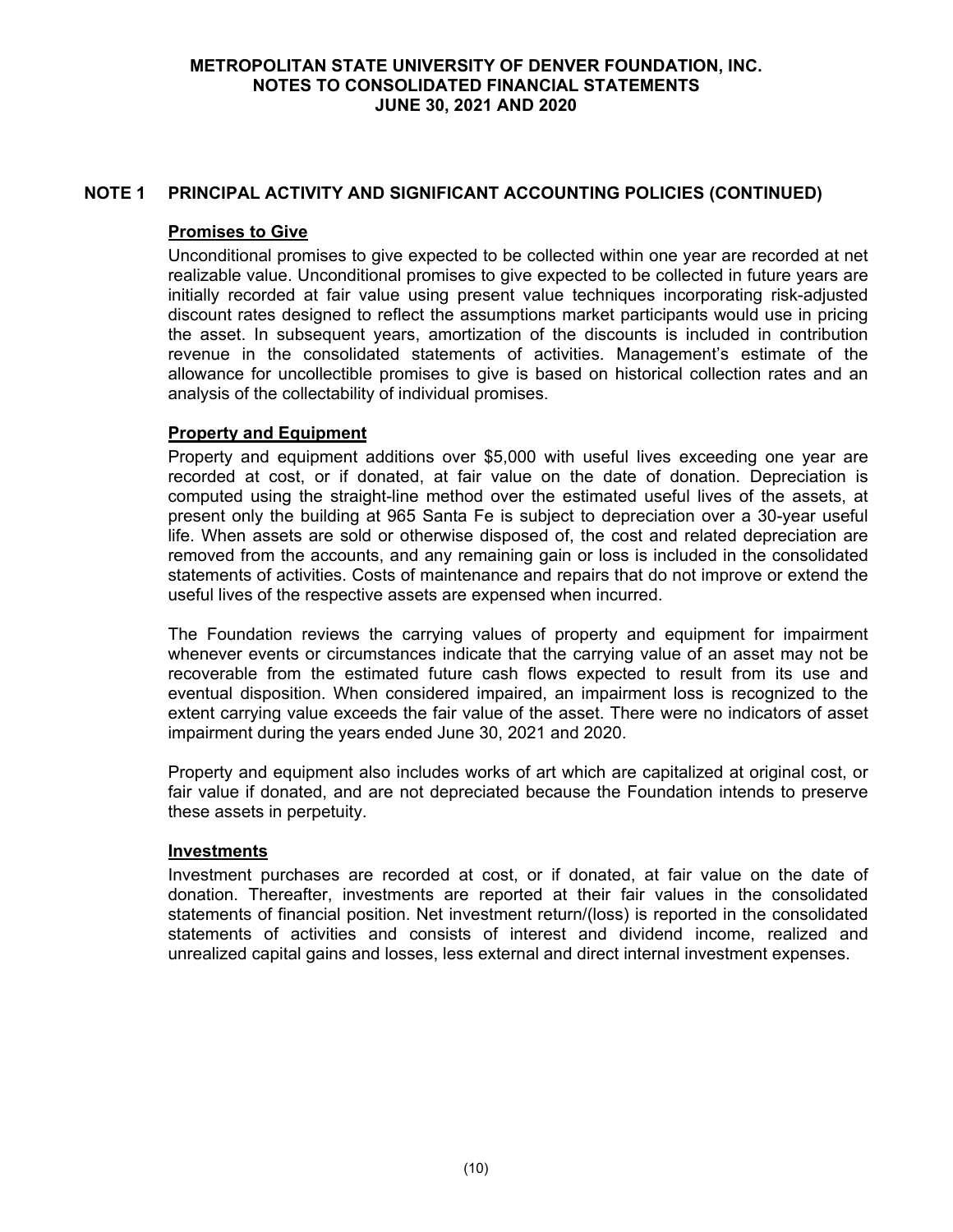## NOTE 1 PRINCIPAL ACTIVITY AND SIGNIFICANT ACCOUNTING POLICIES (CONTINUED)

### Promises to Give

Unconditional promises to give expected to be collected within one year are recorded at net realizable value. Unconditional promises to give expected to be collected in future years are initially recorded at fair value using present value techniques incorporating risk-adjusted discount rates designed to reflect the assumptions market participants would use in pricing the asset. In subsequent years, amortization of the discounts is included in contribution revenue in the consolidated statements of activities. Management's estimate of the allowance for uncollectible promises to give is based on historical collection rates and an analysis of the collectability of individual promises.

### Property and Equipment

Property and equipment additions over $5,000 with useful lives exceeding one year are recorded at cost, or if donated, at fair value on the date of donation. Depreciation is computed using the straight-line method over the estimated useful lives of the assets, at present only the building at 965 Santa Fe is subject to depreciation over a 30-year useful life. When assets are sold or otherwise disposed of, the cost and related depreciation are removed from the accounts, and any remaining gain or loss is included in the consolidated statements of activities. Costs of maintenance and repairs that do not improve or extend the useful lives of the respective assets are expensed when incurred.

The Foundation reviews the carrying values of property and equipment for impairment whenever events or circumstances indicate that the carrying value of an asset may not be recoverable from the estimated future cash flows expected to result from its use and eventual disposition. When considered impaired, an impairment loss is recognized to the extent carrying value exceeds the fair value of the asset. There were no indicators of asset impairment during the years ended June 30, 2021 and 2020.

Property and equipment also includes works of art which are capitalized at original cost, or fair value if donated, and are not depreciated because the Foundation intends to preserve these assets in perpetuity.

### Investments

Investment purchases are recorded at cost, or if donated, at fair value on the date of donation. Thereafter, investments are reported at their fair values in the consolidated statements of financial position. Net investment return/(loss) is reported in the consolidated statements of activities and consists of interest and dividend income, realized and unrealized capital gains and losses, less external and direct internal investment expenses.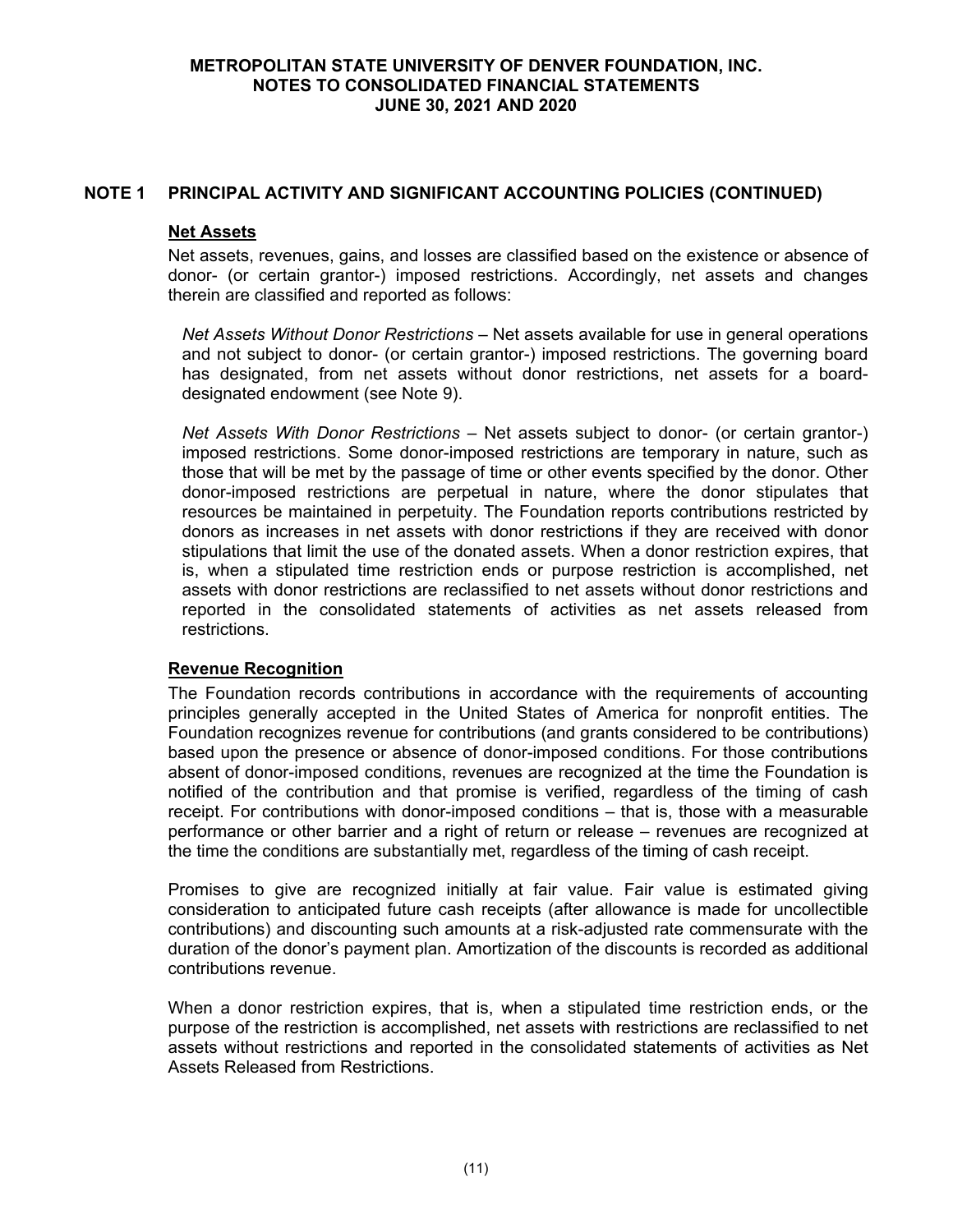## NOTE 1 PRINCIPAL ACTIVITY AND SIGNIFICANT ACCOUNTING POLICIES (CONTINUED)

### Net Assets

Net assets, revenues, gains, and losses are classified based on the existence or absence of donor- (or certain grantor-) imposed restrictions. Accordingly, net assets and changes therein are classified and reported as follows:

*Net Assets Without Donor Restrictions* – Net assets available for use in general operations and not subject to donor- (or certain grantor-) imposed restrictions. The governing board has designated, from net assets without donor restrictions, net assets for a board-designated endowment (see Note 9).

*Net Assets With Donor Restrictions* – Net assets subject to donor- (or certain grantor-) imposed restrictions. Some donor-imposed restrictions are temporary in nature, such as those that will be met by the passage of time or other events specified by the donor. Other donor-imposed restrictions are perpetual in nature, where the donor stipulates that resources be maintained in perpetuity. The Foundation reports contributions restricted by donors as increases in net assets with donor restrictions if they are received with donor stipulations that limit the use of the donated assets. When a donor restriction expires, that is, when a stipulated time restriction ends or purpose restriction is accomplished, net assets with donor restrictions are reclassified to net assets without donor restrictions and reported in the consolidated statements of activities as net assets released from restrictions.

### Revenue Recognition

The Foundation records contributions in accordance with the requirements of accounting principles generally accepted in the United States of America for nonprofit entities. The Foundation recognizes revenue for contributions (and grants considered to be contributions) based upon the presence or absence of donor-imposed conditions. For those contributions absent of donor-imposed conditions, revenues are recognized at the time the Foundation is notified of the contribution and that promise is verified, regardless of the timing of cash receipt. For contributions with donor-imposed conditions – that is, those with a measurable performance or other barrier and a right of return or release – revenues are recognized at the time the conditions are substantially met, regardless of the timing of cash receipt.

Promises to give are recognized initially at fair value. Fair value is estimated giving consideration to anticipated future cash receipts (after allowance is made for uncollectible contributions) and discounting such amounts at a risk-adjusted rate commensurate with the duration of the donor's payment plan. Amortization of the discounts is recorded as additional contributions revenue.

When a donor restriction expires, that is, when a stipulated time restriction ends, or the purpose of the restriction is accomplished, net assets with restrictions are reclassified to net assets without restrictions and reported in the consolidated statements of activities as Net Assets Released from Restrictions.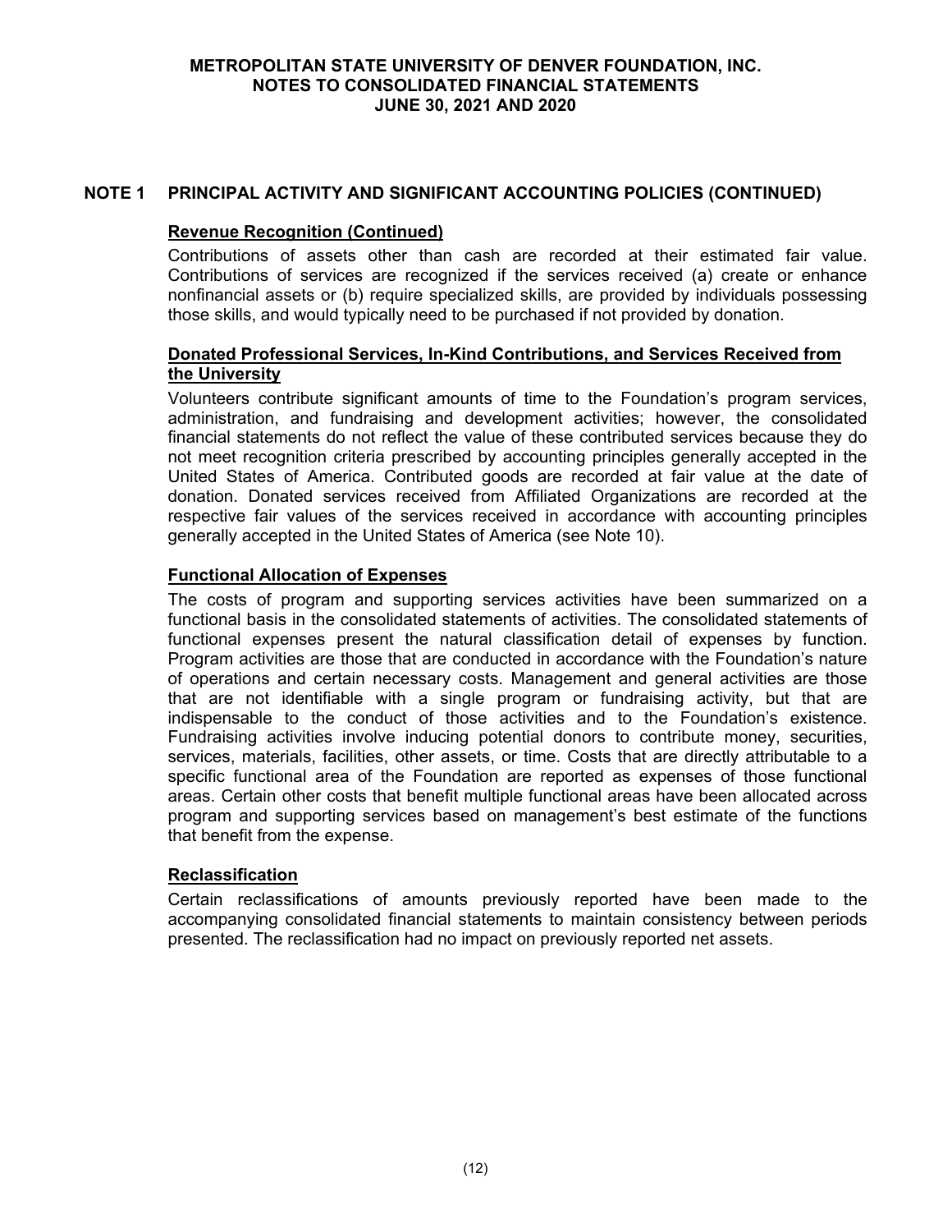## NOTE 1 PRINCIPAL ACTIVITY AND SIGNIFICANT ACCOUNTING POLICIES (CONTINUED)

### Revenue Recognition (Continued)

Contributions of assets other than cash are recorded at their estimated fair value. Contributions of services are recognized if the services received (a) create or enhance nonfinancial assets or (b) require specialized skills, are provided by individuals possessing those skills, and would typically need to be purchased if not provided by donation.

### Donated Professional Services, In-Kind Contributions, and Services Received from the University

Volunteers contribute significant amounts of time to the Foundation's program services, administration, and fundraising and development activities; however, the consolidated financial statements do not reflect the value of these contributed services because they do not meet recognition criteria prescribed by accounting principles generally accepted in the United States of America. Contributed goods are recorded at fair value at the date of donation. Donated services received from Affiliated Organizations are recorded at the respective fair values of the services received in accordance with accounting principles generally accepted in the United States of America (see Note 10).

### Functional Allocation of Expenses

The costs of program and supporting services activities have been summarized on a functional basis in the consolidated statements of activities. The consolidated statements of functional expenses present the natural classification detail of expenses by function. Program activities are those that are conducted in accordance with the Foundation's nature of operations and certain necessary costs. Management and general activities are those that are not identifiable with a single program or fundraising activity, but that are indispensable to the conduct of those activities and to the Foundation's existence. Fundraising activities involve inducing potential donors to contribute money, securities, services, materials, facilities, other assets, or time. Costs that are directly attributable to a specific functional area of the Foundation are reported as expenses of those functional areas. Certain other costs that benefit multiple functional areas have been allocated across program and supporting services based on management's best estimate of the functions that benefit from the expense.

### Reclassification

Certain reclassifications of amounts previously reported have been made to the accompanying consolidated financial statements to maintain consistency between periods presented. The reclassification had no impact on previously reported net assets.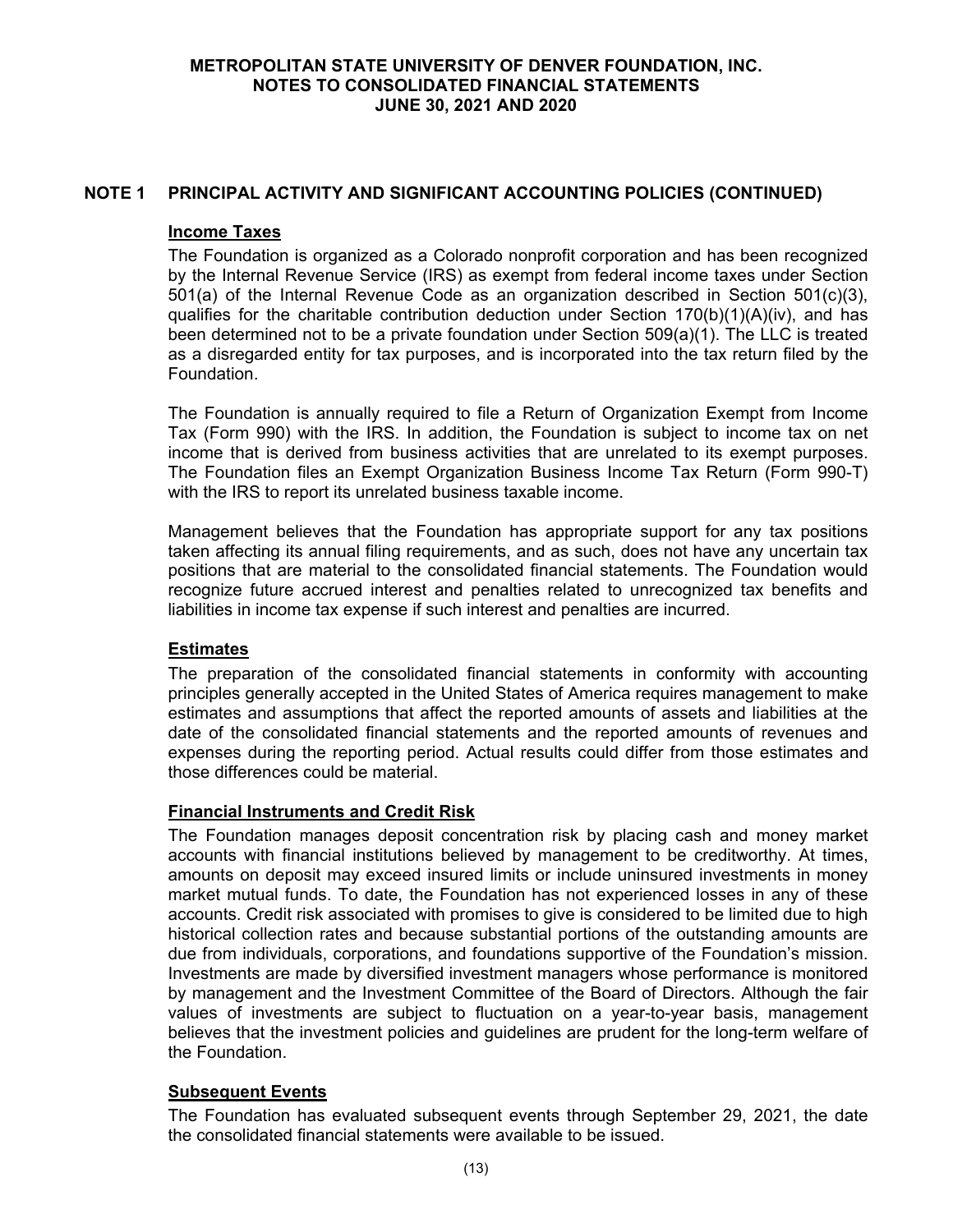## NOTE 1 PRINCIPAL ACTIVITY AND SIGNIFICANT ACCOUNTING POLICIES (CONTINUED)

### Income Taxes

The Foundation is organized as a Colorado nonprofit corporation and has been recognized by the Internal Revenue Service (IRS) as exempt from federal income taxes under Section 501(a) of the Internal Revenue Code as an organization described in Section 501(c)(3), qualifies for the charitable contribution deduction under Section 170(b)(1)(A)(iv), and has been determined not to be a private foundation under Section 509(a)(1). The LLC is treated as a disregarded entity for tax purposes, and is incorporated into the tax return filed by the Foundation.

The Foundation is annually required to file a Return of Organization Exempt from Income Tax (Form 990) with the IRS. In addition, the Foundation is subject to income tax on net income that is derived from business activities that are unrelated to its exempt purposes. The Foundation files an Exempt Organization Business Income Tax Return (Form 990-T) with the IRS to report its unrelated business taxable income.

Management believes that the Foundation has appropriate support for any tax positions taken affecting its annual filing requirements, and as such, does not have any uncertain tax positions that are material to the consolidated financial statements. The Foundation would recognize future accrued interest and penalties related to unrecognized tax benefits and liabilities in income tax expense if such interest and penalties are incurred.

### Estimates

The preparation of the consolidated financial statements in conformity with accounting principles generally accepted in the United States of America requires management to make estimates and assumptions that affect the reported amounts of assets and liabilities at the date of the consolidated financial statements and the reported amounts of revenues and expenses during the reporting period. Actual results could differ from those estimates and those differences could be material.

### Financial Instruments and Credit Risk

The Foundation manages deposit concentration risk by placing cash and money market accounts with financial institutions believed by management to be creditworthy. At times, amounts on deposit may exceed insured limits or include uninsured investments in money market mutual funds. To date, the Foundation has not experienced losses in any of these accounts. Credit risk associated with promises to give is considered to be limited due to high historical collection rates and because substantial portions of the outstanding amounts are due from individuals, corporations, and foundations supportive of the Foundation's mission. Investments are made by diversified investment managers whose performance is monitored by management and the Investment Committee of the Board of Directors. Although the fair values of investments are subject to fluctuation on a year-to-year basis, management believes that the investment policies and guidelines are prudent for the long-term welfare of the Foundation.

### Subsequent Events

The Foundation has evaluated subsequent events through September 29, 2021, the date the consolidated financial statements were available to be issued.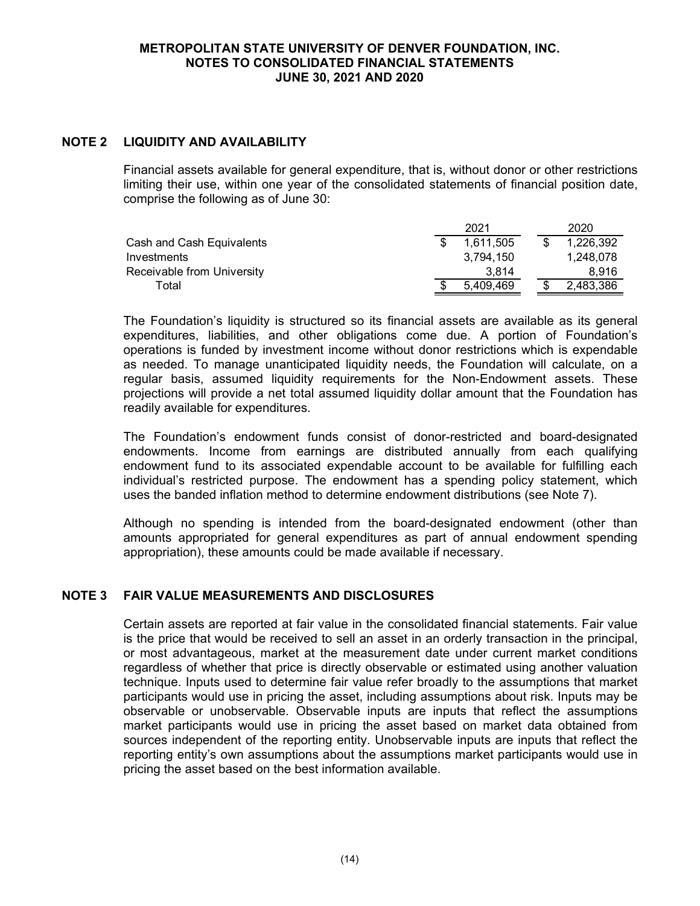## NOTE 2 LIQUIDITY AND AVAILABILITY

Financial assets available for general expenditure, that is, without donor or other restrictions limiting their use, within one year of the consolidated statements of financial position date, comprise the following as of June 30:

| | 2021 | 2020 |
|---|---|---|
| Cash and Cash Equivalents | $ 1,611,505 | $ 1,226,392 |
| Investments | 3,794,150 | 1,248,078 |
| Receivable from University | 3,814 | 8,916 |
| Total | $ 5,409,469 | $ 2,483,386 |

The Foundation's liquidity is structured so its financial assets are available as its general expenditures, liabilities, and other obligations come due. A portion of Foundation's operations is funded by investment income without donor restrictions which is expendable as needed. To manage unanticipated liquidity needs, the Foundation will calculate, on a regular basis, assumed liquidity requirements for the Non-Endowment assets. These projections will provide a net total assumed liquidity dollar amount that the Foundation has readily available for expenditures.

The Foundation's endowment funds consist of donor-restricted and board-designated endowments. Income from earnings are distributed annually from each qualifying endowment fund to its associated expendable account to be available for fulfilling each individual's restricted purpose. The endowment has a spending policy statement, which uses the banded inflation method to determine endowment distributions (see Note 7).

Although no spending is intended from the board-designated endowment (other than amounts appropriated for general expenditures as part of annual endowment spending appropriation), these amounts could be made available if necessary.

## NOTE 3 FAIR VALUE MEASUREMENTS AND DISCLOSURES

Certain assets are reported at fair value in the consolidated financial statements. Fair value is the price that would be received to sell an asset in an orderly transaction in the principal, or most advantageous, market at the measurement date under current market conditions regardless of whether that price is directly observable or estimated using another valuation technique. Inputs used to determine fair value refer broadly to the assumptions that market participants would use in pricing the asset, including assumptions about risk. Inputs may be observable or unobservable. Observable inputs are inputs that reflect the assumptions market participants would use in pricing the asset based on market data obtained from sources independent of the reporting entity. Unobservable inputs are inputs that reflect the reporting entity's own assumptions about the assumptions market participants would use in pricing the asset based on the best information available.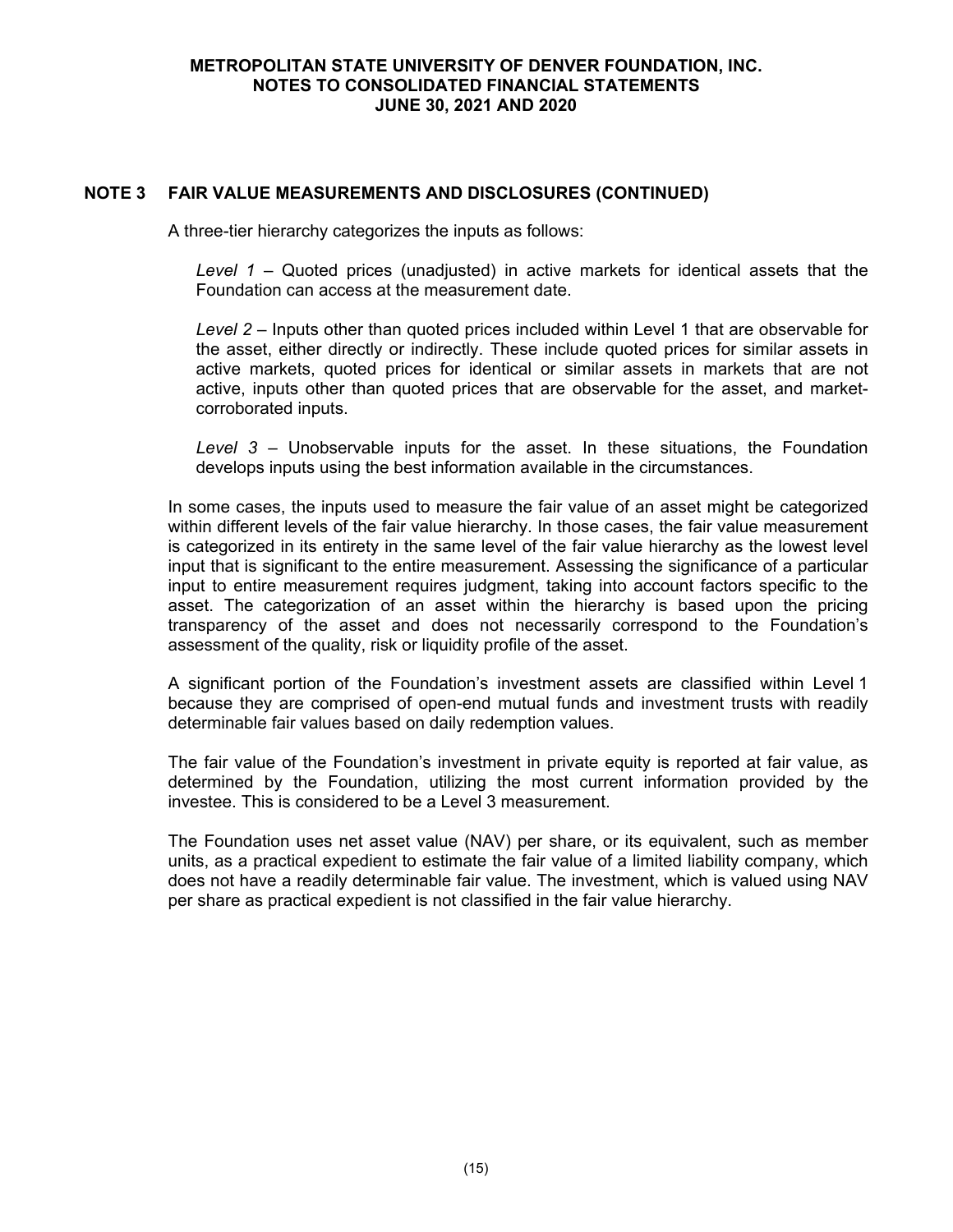## NOTE 3 FAIR VALUE MEASUREMENTS AND DISCLOSURES (CONTINUED)

A three-tier hierarchy categorizes the inputs as follows:

*Level 1* – Quoted prices (unadjusted) in active markets for identical assets that the Foundation can access at the measurement date.

*Level 2* – Inputs other than quoted prices included within Level 1 that are observable for the asset, either directly or indirectly. These include quoted prices for similar assets in active markets, quoted prices for identical or similar assets in markets that are not active, inputs other than quoted prices that are observable for the asset, and market-corroborated inputs.

*Level 3* – Unobservable inputs for the asset. In these situations, the Foundation develops inputs using the best information available in the circumstances.

In some cases, the inputs used to measure the fair value of an asset might be categorized within different levels of the fair value hierarchy. In those cases, the fair value measurement is categorized in its entirety in the same level of the fair value hierarchy as the lowest level input that is significant to the entire measurement. Assessing the significance of a particular input to entire measurement requires judgment, taking into account factors specific to the asset. The categorization of an asset within the hierarchy is based upon the pricing transparency of the asset and does not necessarily correspond to the Foundation's assessment of the quality, risk or liquidity profile of the asset.

A significant portion of the Foundation's investment assets are classified within Level 1 because they are comprised of open-end mutual funds and investment trusts with readily determinable fair values based on daily redemption values.

The fair value of the Foundation's investment in private equity is reported at fair value, as determined by the Foundation, utilizing the most current information provided by the investee. This is considered to be a Level 3 measurement.

The Foundation uses net asset value (NAV) per share, or its equivalent, such as member units, as a practical expedient to estimate the fair value of a limited liability company, which does not have a readily determinable fair value. The investment, which is valued using NAV per share as practical expedient is not classified in the fair value hierarchy.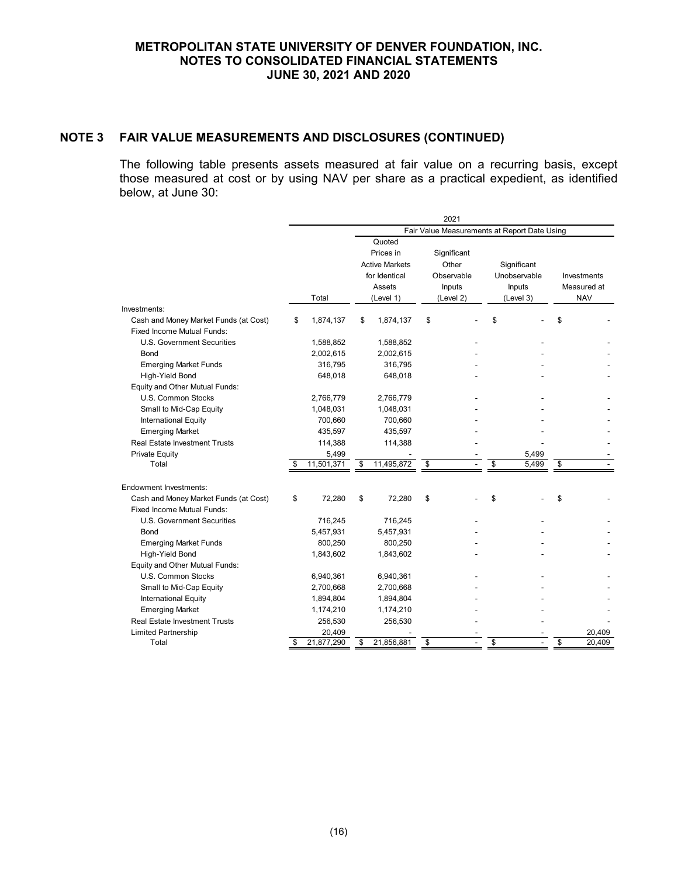## NOTE 3 FAIR VALUE MEASUREMENTS AND DISCLOSURES (CONTINUED)

The following table presents assets measured at fair value on a recurring basis, except those measured at cost or by using NAV per share as a practical expedient, as identified below, at June 30:

| | 2021 | | | | |
|---|---|---|---|---|---|
| | | Fair Value Measurements at Report Date Using | | | |
| | Total | Quoted Prices in Active Markets for Identical Assets (Level 1) | Significant Other Observable Inputs (Level 2) | Significant Unobservable Inputs (Level 3) | Investments Measured at NAV |
| Investments: | | | | | |
| Cash and Money Market Funds (at Cost) | $ 1,874,137 | $ 1,874,137 | $ - | $ - | $ - |
| Fixed Income Mutual Funds: | | | | | |
| U.S. Government Securities | 1,588,852 | 1,588,852 | - | - | - |
| Bond | 2,002,615 | 2,002,615 | - | - | - |
| Emerging Market Funds | 316,795 | 316,795 | - | - | - |
| High-Yield Bond | 648,018 | 648,018 | - | - | - |
| Equity and Other Mutual Funds: | | | | | |
| U.S. Common Stocks | 2,766,779 | 2,766,779 | - | - | - |
| Small to Mid-Cap Equity | 1,048,031 | 1,048,031 | - | - | - |
| International Equity | 700,660 | 700,660 | - | - | - |
| Emerging Market | 435,597 | 435,597 | - | - | - |
| Real Estate Investment Trusts | 114,388 | 114,388 | - | - | - |
| Private Equity | 5,499 | - | - | 5,499 | - |
| Total | $ 11,501,371 | $ 11,495,872 | $ - | $ 5,499 | $ - |
| | | | | | |
| Endowment Investments: | | | | | |
| Cash and Money Market Funds (at Cost) | $ 72,280 | $ 72,280 | $ - | $ - | $ - |
| Fixed Income Mutual Funds: | | | | | |
| U.S. Government Securities | 716,245 | 716,245 | - | - | - |
| Bond | 5,457,931 | 5,457,931 | - | - | - |
| Emerging Market Funds | 800,250 | 800,250 | - | - | - |
| High-Yield Bond | 1,843,602 | 1,843,602 | - | - | - |
| Equity and Other Mutual Funds: | | | | | |
| U.S. Common Stocks | 6,940,361 | 6,940,361 | - | - | - |
| Small to Mid-Cap Equity | 2,700,668 | 2,700,668 | - | - | - |
| International Equity | 1,894,804 | 1,894,804 | - | - | - |
| Emerging Market | 1,174,210 | 1,174,210 | - | - | - |
| Real Estate Investment Trusts | 256,530 | 256,530 | - | - | - |
| Limited Partnership | 20,409 | - | - | - | 20,409 |
| Total | $ 21,877,290 | $ 21,856,881 | $ - | $ - | $ 20,409 |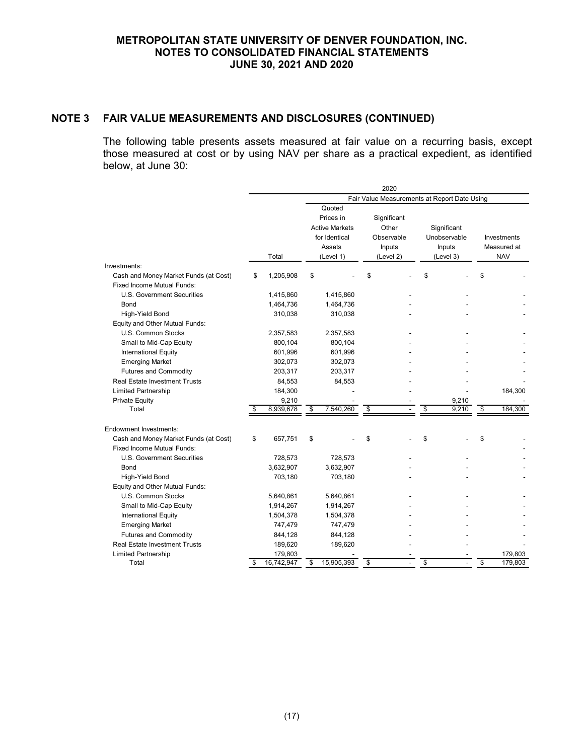## NOTE 3 FAIR VALUE MEASUREMENTS AND DISCLOSURES (CONTINUED)

The following table presents assets measured at fair value on a recurring basis, except those measured at cost or by using NAV per share as a practical expedient, as identified below, at June 30:

| | 2020 | | | | |
|---|---|---|---|---|---|
| | | Fair Value Measurements at Report Date Using | | | |
| | Total | Quoted Prices in Active Markets for Identical Assets (Level 1) | Significant Other Observable Inputs (Level 2) | Significant Unobservable Inputs (Level 3) | Investments Measured at NAV |
| Investments: | | | | | |
| Cash and Money Market Funds (at Cost) | $ 1,205,908 | $ - | $ - | $ - | $ - |
| Fixed Income Mutual Funds: | | | | | |
| U.S. Government Securities | 1,415,860 | 1,415,860 | - | - | - |
| Bond | 1,464,736 | 1,464,736 | - | - | - |
| High-Yield Bond | 310,038 | 310,038 | - | - | - |
| Equity and Other Mutual Funds: | | | | | |
| U.S. Common Stocks | 2,357,583 | 2,357,583 | - | - | - |
| Small to Mid-Cap Equity | 800,104 | 800,104 | - | - | - |
| International Equity | 601,996 | 601,996 | - | - | - |
| Emerging Market | 302,073 | 302,073 | - | - | - |
| Futures and Commodity | 203,317 | 203,317 | - | - | - |
| Real Estate Investment Trusts | 84,553 | 84,553 | - | - | - |
| Limited Partnership | 184,300 | - | - | - | 184,300 |
| Private Equity | 9,210 | - | - | 9,210 | - |
| Total | $ 8,939,678 | $ 7,540,260 | $ - | $ 9,210 | $ 184,300 |
| | | | | | |
| Endowment Investments: | | | | | |
| Cash and Money Market Funds (at Cost) | $ 657,751 | $ - | $ - | $ - | $ - |
| Fixed Income Mutual Funds: | | | | | - |
| U.S. Government Securities | 728,573 | 728,573 | - | - | - |
| Bond | 3,632,907 | 3,632,907 | - | - | - |
| High-Yield Bond | 703,180 | 703,180 | - | - | - |
| Equity and Other Mutual Funds: | | | | | |
| U.S. Common Stocks | 5,640,861 | 5,640,861 | - | - | - |
| Small to Mid-Cap Equity | 1,914,267 | 1,914,267 | - | - | - |
| International Equity | 1,504,378 | 1,504,378 | - | - | - |
| Emerging Market | 747,479 | 747,479 | - | - | - |
| Futures and Commodity | 844,128 | 844,128 | - | - | - |
| Real Estate Investment Trusts | 189,620 | 189,620 | - | - | - |
| Limited Partnership | 179,803 | - | - | - | 179,803 |
| Total | $ 16,742,947 | $ 15,905,393 | $ - | $ - | $ 179,803 |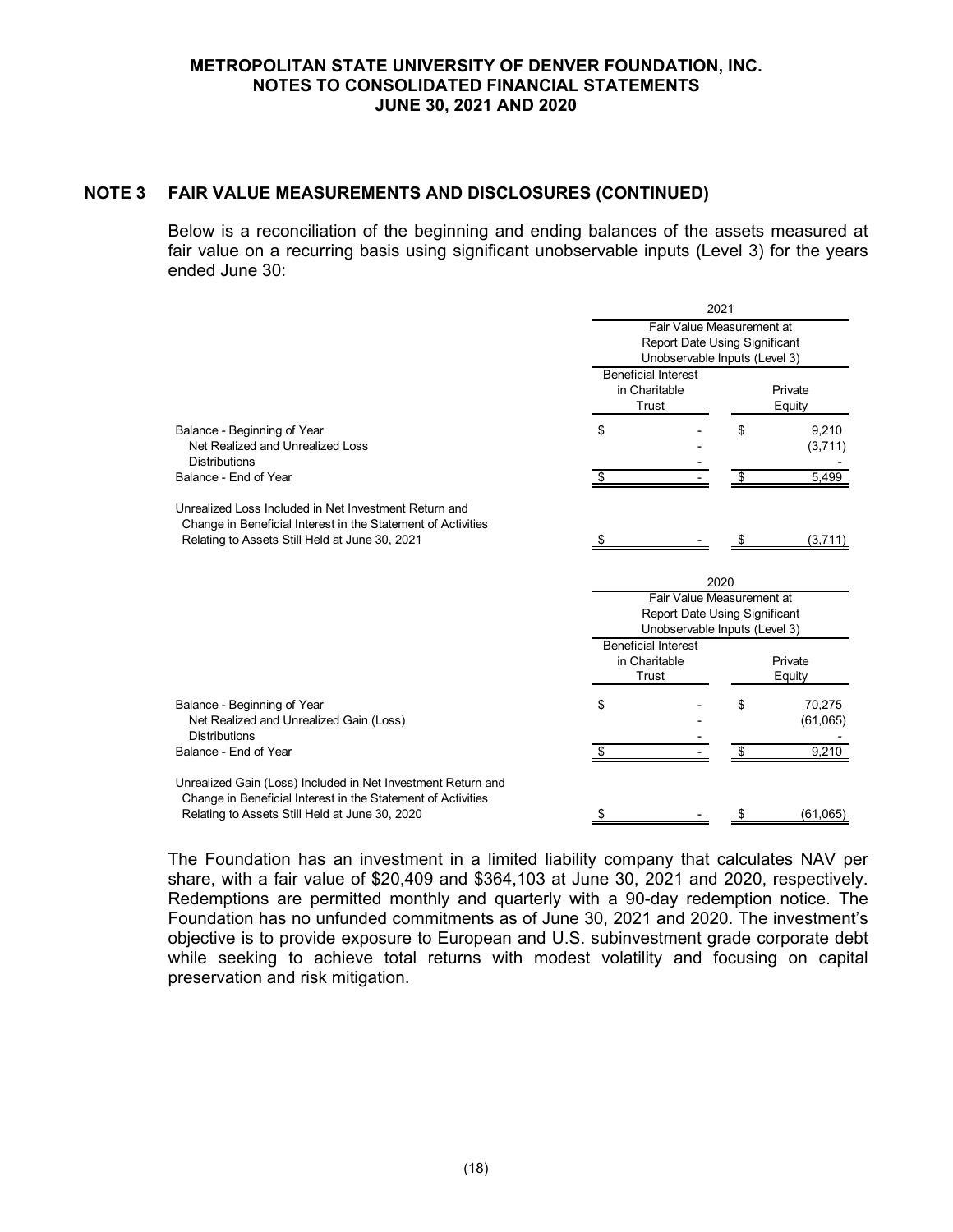## NOTE 3 FAIR VALUE MEASUREMENTS AND DISCLOSURES (CONTINUED)

Below is a reconciliation of the beginning and ending balances of the assets measured at fair value on a recurring basis using significant unobservable inputs (Level 3) for the years ended June 30:

| | 2021 | |
|---|---|---|
| | Fair Value Measurement at Report Date Using Significant Unobservable Inputs (Level 3) | |
| | Beneficial Interest in Charitable Trust | Private Equity |
| Balance - Beginning of Year | $ - | $ 9,210 |
| Net Realized and Unrealized Loss | - | (3,711) |
| Distributions | - | - |
| Balance - End of Year | $ - | $ 5,499 |
| Unrealized Loss Included in Net Investment Return and Change in Beneficial Interest in the Statement of Activities Relating to Assets Still Held at June 30, 2021 | $ - | $ (3,711) |

| | 2020 | |
|---|---|---|
| | Fair Value Measurement at Report Date Using Significant Unobservable Inputs (Level 3) | |
| | Beneficial Interest in Charitable Trust | Private Equity |
| Balance - Beginning of Year | $ - | $ 70,275 |
| Net Realized and Unrealized Gain (Loss) | - | (61,065) |
| Distributions | - | - |
| Balance - End of Year | $ - | $ 9,210 |
| Unrealized Gain (Loss) Included in Net Investment Return and Change in Beneficial Interest in the Statement of Activities Relating to Assets Still Held at June 30, 2020 | $ - | $ (61,065) |

The Foundation has an investment in a limited liability company that calculates NAV per share, with a fair value of $20,409 and $364,103 at June 30, 2021 and 2020, respectively. Redemptions are permitted monthly and quarterly with a 90-day redemption notice. The Foundation has no unfunded commitments as of June 30, 2021 and 2020. The investment's objective is to provide exposure to European and U.S. subinvestment grade corporate debt while seeking to achieve total returns with modest volatility and focusing on capital preservation and risk mitigation.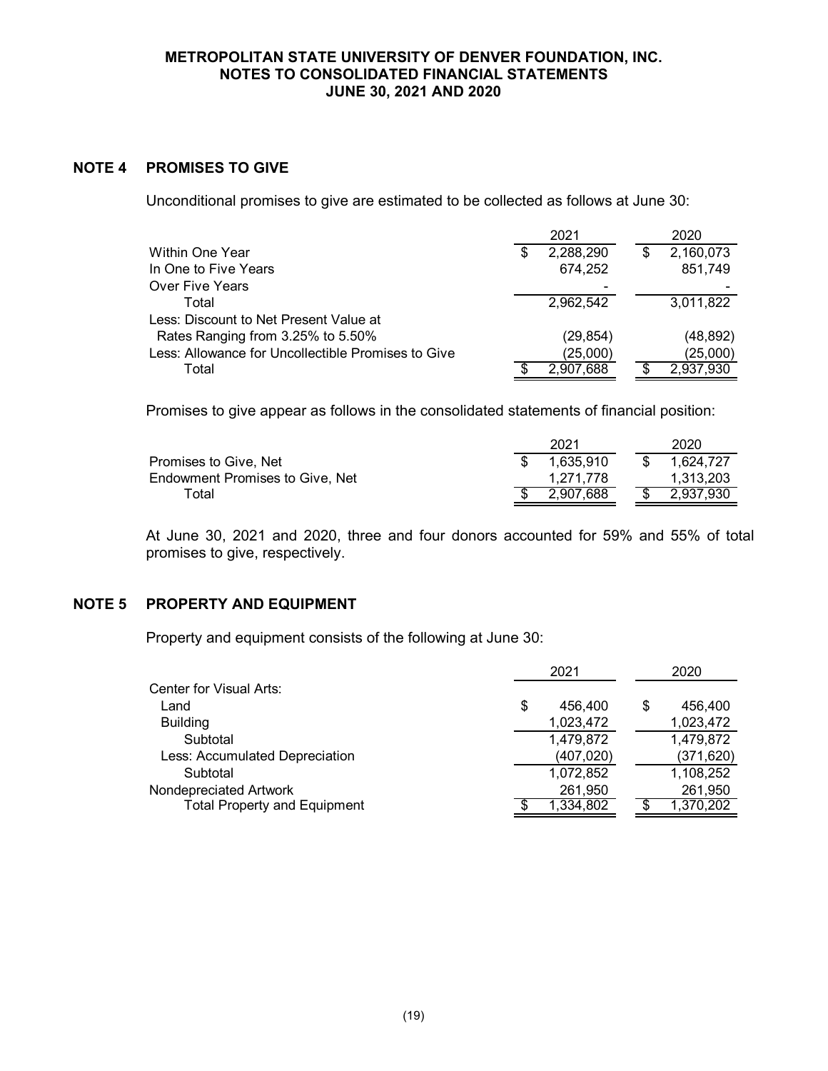## NOTE 4 PROMISES TO GIVE

Unconditional promises to give are estimated to be collected as follows at June 30:

| | 2021 | 2020 |
|---|---|---|
| Within One Year | $ 2,288,290 | $ 2,160,073 |
| In One to Five Years | 674,252 | 851,749 |
| Over Five Years | - | - |
| Total | 2,962,542 | 3,011,822 |
| Less: Discount to Net Present Value at Rates Ranging from 3.25% to 5.50% | (29,854) | (48,892) |
| Less: Allowance for Uncollectible Promises to Give | (25,000) | (25,000) |
| Total | $ 2,907,688 | $ 2,937,930 |

Promises to give appear as follows in the consolidated statements of financial position:

| | 2021 | 2020 |
|---|---|---|
| Promises to Give, Net | $ 1,635,910 | $ 1,624,727 |
| Endowment Promises to Give, Net | 1,271,778 | 1,313,203 |
| Total | $ 2,907,688 | $ 2,937,930 |

At June 30, 2021 and 2020, three and four donors accounted for 59% and 55% of total promises to give, respectively.

## NOTE 5 PROPERTY AND EQUIPMENT

Property and equipment consists of the following at June 30:

| | 2021 | 2020 |
|---|---|---|
| Center for Visual Arts: | | |
| Land | $ 456,400 | $ 456,400 |
| Building | 1,023,472 | 1,023,472 |
| Subtotal | 1,479,872 | 1,479,872 |
| Less: Accumulated Depreciation | (407,020) | (371,620) |
| Subtotal | 1,072,852 | 1,108,252 |
| Nondepreciated Artwork | 261,950 | 261,950 |
| Total Property and Equipment | $ 1,334,802 | $ 1,370,202 |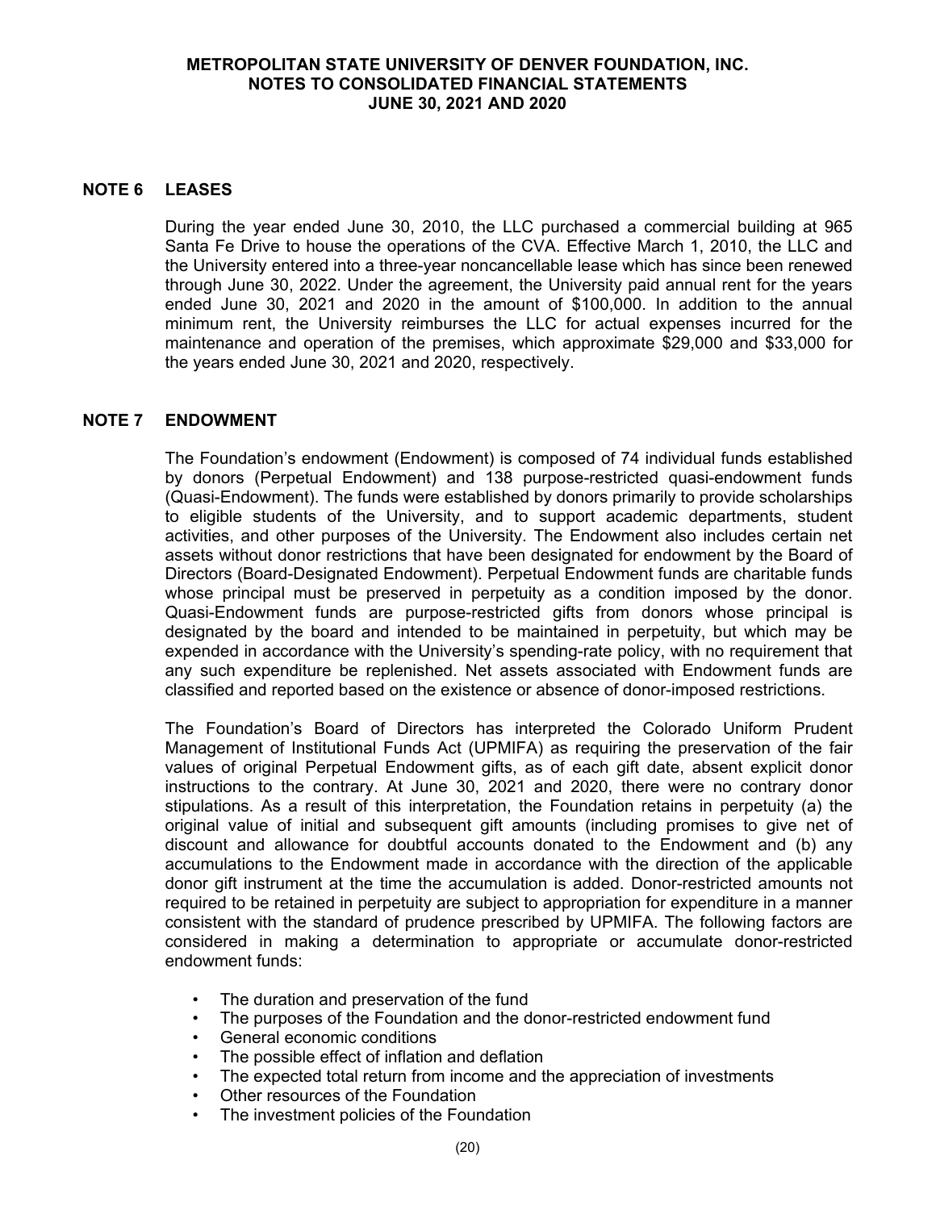## NOTE 6 LEASES

During the year ended June 30, 2010, the LLC purchased a commercial building at 965 Santa Fe Drive to house the operations of the CVA. Effective March 1, 2010, the LLC and the University entered into a three-year noncancellable lease which has since been renewed through June 30, 2022. Under the agreement, the University paid annual rent for the years ended June 30, 2021 and 2020 in the amount of $100,000. In addition to the annual minimum rent, the University reimburses the LLC for actual expenses incurred for the maintenance and operation of the premises, which approximate $29,000 and $33,000 for the years ended June 30, 2021 and 2020, respectively.

## NOTE 7 ENDOWMENT

The Foundation's endowment (Endowment) is composed of 74 individual funds established by donors (Perpetual Endowment) and 138 purpose-restricted quasi-endowment funds (Quasi-Endowment). The funds were established by donors primarily to provide scholarships to eligible students of the University, and to support academic departments, student activities, and other purposes of the University. The Endowment also includes certain net assets without donor restrictions that have been designated for endowment by the Board of Directors (Board-Designated Endowment). Perpetual Endowment funds are charitable funds whose principal must be preserved in perpetuity as a condition imposed by the donor. Quasi-Endowment funds are purpose-restricted gifts from donors whose principal is designated by the board and intended to be maintained in perpetuity, but which may be expended in accordance with the University's spending-rate policy, with no requirement that any such expenditure be replenished. Net assets associated with Endowment funds are classified and reported based on the existence or absence of donor-imposed restrictions.

The Foundation's Board of Directors has interpreted the Colorado Uniform Prudent Management of Institutional Funds Act (UPMIFA) as requiring the preservation of the fair values of original Perpetual Endowment gifts, as of each gift date, absent explicit donor instructions to the contrary. At June 30, 2021 and 2020, there were no contrary donor stipulations. As a result of this interpretation, the Foundation retains in perpetuity (a) the original value of initial and subsequent gift amounts (including promises to give net of discount and allowance for doubtful accounts donated to the Endowment and (b) any accumulations to the Endowment made in accordance with the direction of the applicable donor gift instrument at the time the accumulation is added. Donor-restricted amounts not required to be retained in perpetuity are subject to appropriation for expenditure in a manner consistent with the standard of prudence prescribed by UPMIFA. The following factors are considered in making a determination to appropriate or accumulate donor-restricted endowment funds:

- The duration and preservation of the fund
- The purposes of the Foundation and the donor-restricted endowment fund
- General economic conditions
- The possible effect of inflation and deflation
- The expected total return from income and the appreciation of investments
- Other resources of the Foundation
- The investment policies of the Foundation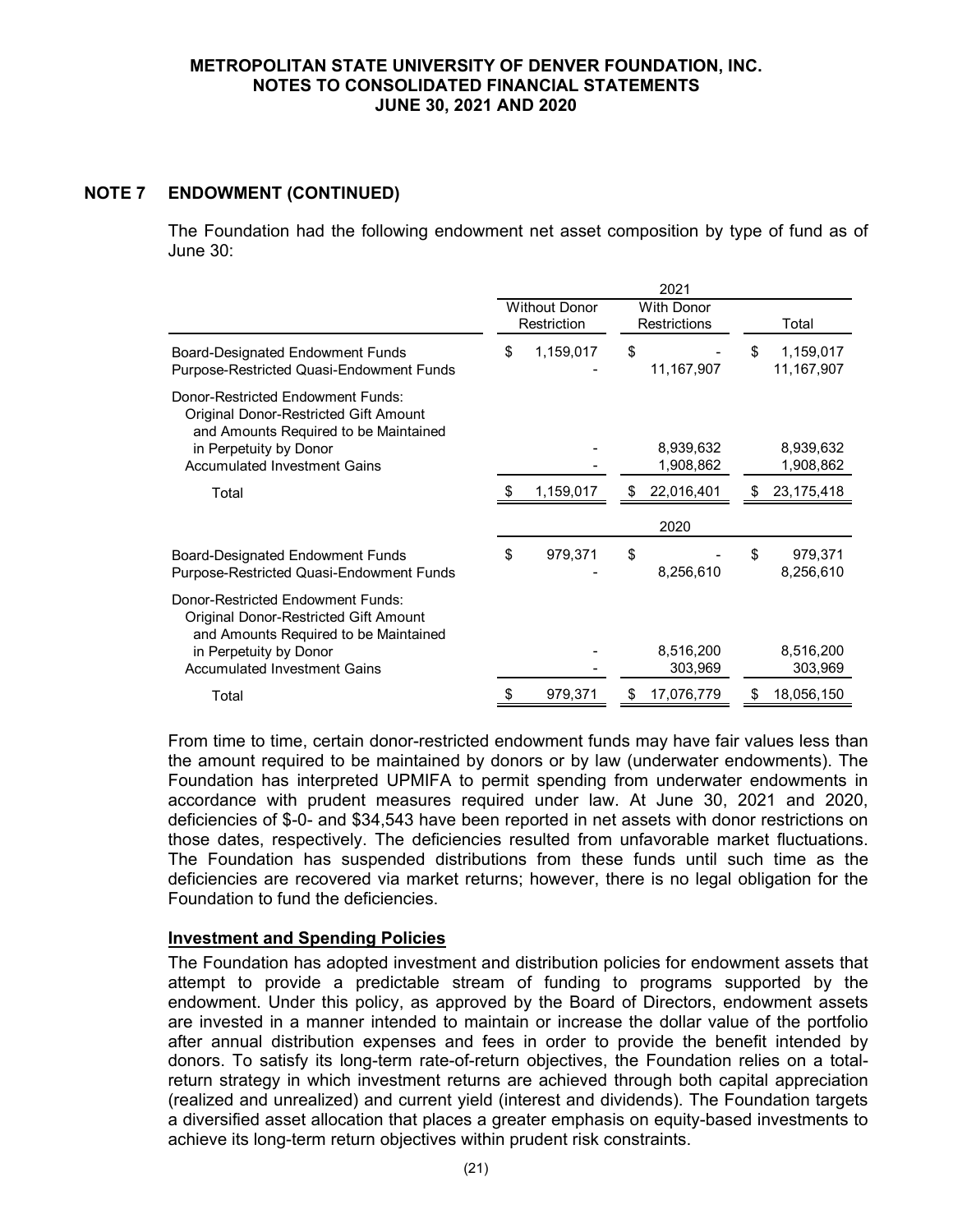## NOTE 7 ENDOWMENT (CONTINUED)

The Foundation had the following endowment net asset composition by type of fund as of June 30:

| | Without Donor Restriction | With Donor Restrictions | Total |
|---|---|---|---|
| | | **2021** | |
| Board-Designated Endowment Funds | $ 1,159,017 | $ - | $ 1,159,017 |
| Purpose-Restricted Quasi-Endowment Funds | - | 11,167,907 | 11,167,907 |
| Donor-Restricted Endowment Funds: | | | |
| Original Donor-Restricted Gift Amount and Amounts Required to be Maintained in Perpetuity by Donor | - | 8,939,632 | 8,939,632 |
| Accumulated Investment Gains | - | 1,908,862 | 1,908,862 |
| Total | $ 1,159,017 | $ 22,016,401 | $ 23,175,418 |
| | | **2020** | |
| Board-Designated Endowment Funds | $ 979,371 | $ - | $ 979,371 |
| Purpose-Restricted Quasi-Endowment Funds | - | 8,256,610 | 8,256,610 |
| Donor-Restricted Endowment Funds: | | | |
| Original Donor-Restricted Gift Amount and Amounts Required to be Maintained in Perpetuity by Donor | - | 8,516,200 | 8,516,200 |
| Accumulated Investment Gains | - | 303,969 | 303,969 |
| Total | $ 979,371 | $ 17,076,779 | $ 18,056,150 |

From time to time, certain donor-restricted endowment funds may have fair values less than the amount required to be maintained by donors or by law (underwater endowments). The Foundation has interpreted UPMIFA to permit spending from underwater endowments in accordance with prudent measures required under law. At June 30, 2021 and 2020, deficiencies of $-0- and $34,543 have been reported in net assets with donor restrictions on those dates, respectively. The deficiencies resulted from unfavorable market fluctuations. The Foundation has suspended distributions from these funds until such time as the deficiencies are recovered via market returns; however, there is no legal obligation for the Foundation to fund the deficiencies.

### Investment and Spending Policies

The Foundation has adopted investment and distribution policies for endowment assets that attempt to provide a predictable stream of funding to programs supported by the endowment. Under this policy, as approved by the Board of Directors, endowment assets are invested in a manner intended to maintain or increase the dollar value of the portfolio after annual distribution expenses and fees in order to provide the benefit intended by donors. To satisfy its long-term rate-of-return objectives, the Foundation relies on a total-return strategy in which investment returns are achieved through both capital appreciation (realized and unrealized) and current yield (interest and dividends). The Foundation targets a diversified asset allocation that places a greater emphasis on equity-based investments to achieve its long-term return objectives within prudent risk constraints.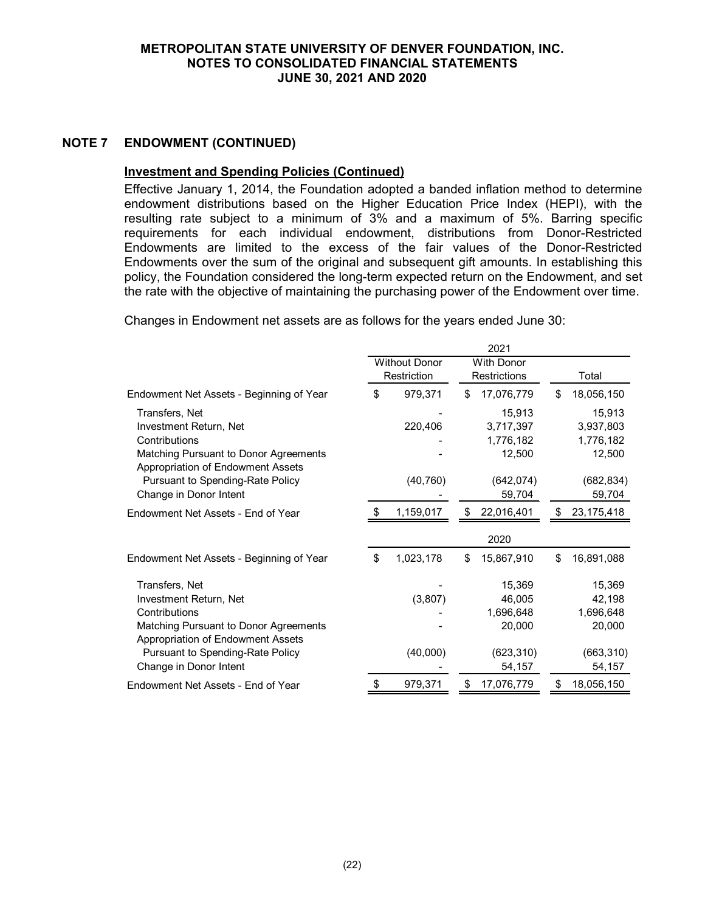## NOTE 7 ENDOWMENT (CONTINUED)

### Investment and Spending Policies (Continued)

Effective January 1, 2014, the Foundation adopted a banded inflation method to determine endowment distributions based on the Higher Education Price Index (HEPI), with the resulting rate subject to a minimum of 3% and a maximum of 5%. Barring specific requirements for each individual endowment, distributions from Donor-Restricted Endowments are limited to the excess of the fair values of the Donor-Restricted Endowments over the sum of the original and subsequent gift amounts. In establishing this policy, the Foundation considered the long-term expected return on the Endowment, and set the rate with the objective of maintaining the purchasing power of the Endowment over time.

Changes in Endowment net assets are as follows for the years ended June 30:

| | 2021 | | |
|---|---|---|---|
| | Without Donor Restriction | With Donor Restrictions | Total |
| Endowment Net Assets - Beginning of Year | $ 979,371 | $ 17,076,779 | $ 18,056,150 |
| Transfers, Net | - | 15,913 | 15,913 |
| Investment Return, Net | 220,406 | 3,717,397 | 3,937,803 |
| Contributions | - | 1,776,182 | 1,776,182 |
| Matching Pursuant to Donor Agreements | - | 12,500 | 12,500 |
| Appropriation of Endowment Assets Pursuant to Spending-Rate Policy | (40,760) | (642,074) | (682,834) |
| Change in Donor Intent | - | 59,704 | 59,704 |
| Endowment Net Assets - End of Year | $ 1,159,017 | $ 22,016,401 | $ 23,175,418 |

| | 2020 | | |
|---|---|---|---|
| | Without Donor Restriction | With Donor Restrictions | Total |
| Endowment Net Assets - Beginning of Year | $ 1,023,178 | $ 15,867,910 | $ 16,891,088 |
| Transfers, Net | - | 15,369 | 15,369 |
| Investment Return, Net | (3,807) | 46,005 | 42,198 |
| Contributions | - | 1,696,648 | 1,696,648 |
| Matching Pursuant to Donor Agreements | - | 20,000 | 20,000 |
| Appropriation of Endowment Assets Pursuant to Spending-Rate Policy | (40,000) | (623,310) | (663,310) |
| Change in Donor Intent | - | 54,157 | 54,157 |
| Endowment Net Assets - End of Year | $ 979,371 | $ 17,076,779 | $ 18,056,150 |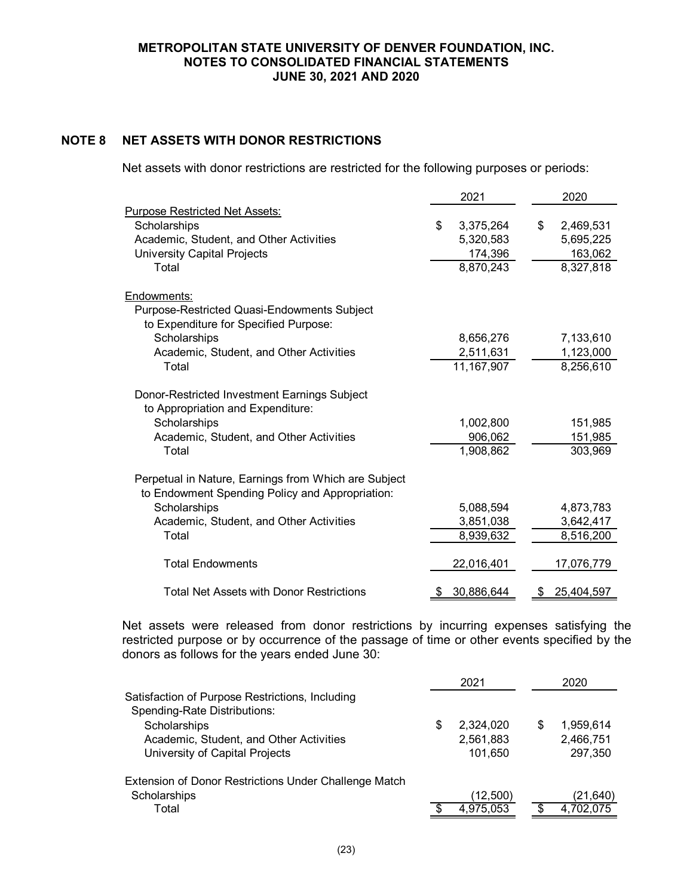## NOTE 8 NET ASSETS WITH DONOR RESTRICTIONS

Net assets with donor restrictions are restricted for the following purposes or periods:

| | 2021 | 2020 |
|---|---|---|
| Purpose Restricted Net Assets: | | |
| Scholarships | $ 3,375,264 | $ 2,469,531 |
| Academic, Student, and Other Activities | 5,320,583 | 5,695,225 |
| University Capital Projects | 174,396 | 163,062 |
| Total | 8,870,243 | 8,327,818 |
| Endowments: | | |
| Purpose-Restricted Quasi-Endowments Subject to Expenditure for Specified Purpose: | | |
| Scholarships | 8,656,276 | 7,133,610 |
| Academic, Student, and Other Activities | 2,511,631 | 1,123,000 |
| Total | 11,167,907 | 8,256,610 |
| Donor-Restricted Investment Earnings Subject to Appropriation and Expenditure: | | |
| Scholarships | 1,002,800 | 151,985 |
| Academic, Student, and Other Activities | 906,062 | 151,985 |
| Total | 1,908,862 | 303,969 |
| Perpetual in Nature, Earnings from Which are Subject to Endowment Spending Policy and Appropriation: | | |
| Scholarships | 5,088,594 | 4,873,783 |
| Academic, Student, and Other Activities | 3,851,038 | 3,642,417 |
| Total | 8,939,632 | 8,516,200 |
| Total Endowments | 22,016,401 | 17,076,779 |
| Total Net Assets with Donor Restrictions | $ 30,886,644 | $ 25,404,597 |

Net assets were released from donor restrictions by incurring expenses satisfying the restricted purpose or by occurrence of the passage of time or other events specified by the donors as follows for the years ended June 30:

| | 2021 | 2020 |
|---|---|---|
| Satisfaction of Purpose Restrictions, Including Spending-Rate Distributions: | | |
| Scholarships | $ 2,324,020 | $ 1,959,614 |
| Academic, Student, and Other Activities | 2,561,883 | 2,466,751 |
| University of Capital Projects | 101,650 | 297,350 |
| Extension of Donor Restrictions Under Challenge Match | | |
| Scholarships | (12,500) | (21,640) |
| Total | $ 4,975,053 | $ 4,702,075 |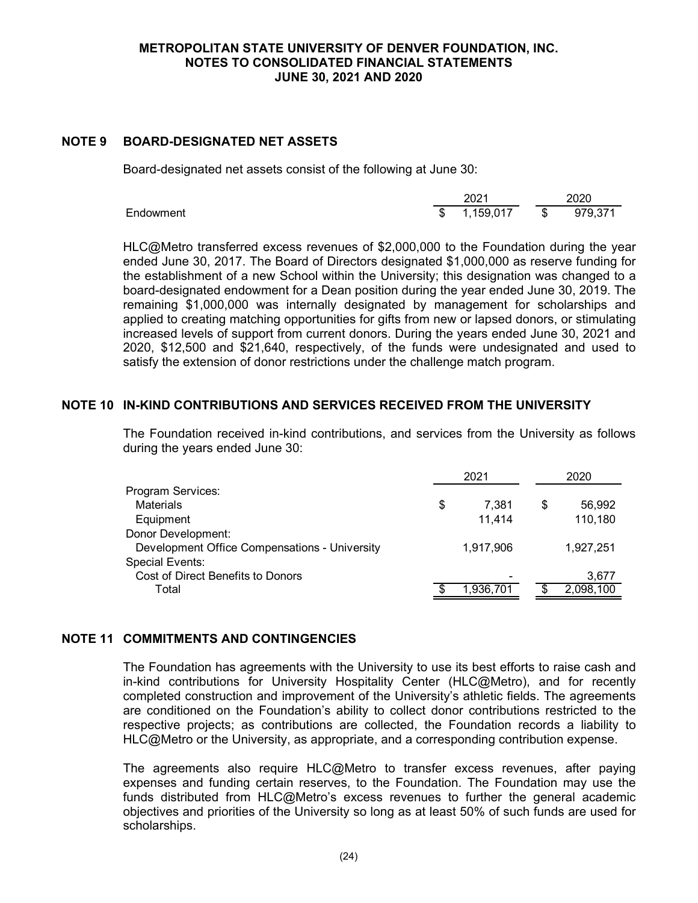## NOTE 9 BOARD-DESIGNATED NET ASSETS

Board-designated net assets consist of the following at June 30:

| | 2021 | 2020 |
|---|---|---|
| Endowment | $ 1,159,017 | $ 979,371 |

HLC@Metro transferred excess revenues of $2,000,000 to the Foundation during the year ended June 30, 2017. The Board of Directors designated $1,000,000 as reserve funding for the establishment of a new School within the University; this designation was changed to a board-designated endowment for a Dean position during the year ended June 30, 2019. The remaining $1,000,000 was internally designated by management for scholarships and applied to creating matching opportunities for gifts from new or lapsed donors, or stimulating increased levels of support from current donors. During the years ended June 30, 2021 and 2020, $12,500 and $21,640, respectively, of the funds were undesignated and used to satisfy the extension of donor restrictions under the challenge match program.

## NOTE 10 IN-KIND CONTRIBUTIONS AND SERVICES RECEIVED FROM THE UNIVERSITY

The Foundation received in-kind contributions, and services from the University as follows during the years ended June 30:

| | 2021 | 2020 |
|---|---|---|
| Program Services: | | |
| Materials | $ 7,381 | $ 56,992 |
| Equipment | 11,414 | 110,180 |
| Donor Development: | | |
| Development Office Compensations - University | 1,917,906 | 1,927,251 |
| Special Events: | | |
| Cost of Direct Benefits to Donors | - | 3,677 |
| Total | $ 1,936,701 | $ 2,098,100 |

## NOTE 11 COMMITMENTS AND CONTINGENCIES

The Foundation has agreements with the University to use its best efforts to raise cash and in-kind contributions for University Hospitality Center (HLC@Metro), and for recently completed construction and improvement of the University's athletic fields. The agreements are conditioned on the Foundation's ability to collect donor contributions restricted to the respective projects; as contributions are collected, the Foundation records a liability to HLC@Metro or the University, as appropriate, and a corresponding contribution expense.

The agreements also require HLC@Metro to transfer excess revenues, after paying expenses and funding certain reserves, to the Foundation. The Foundation may use the funds distributed from HLC@Metro's excess revenues to further the general academic objectives and priorities of the University so long as at least 50% of such funds are used for scholarships.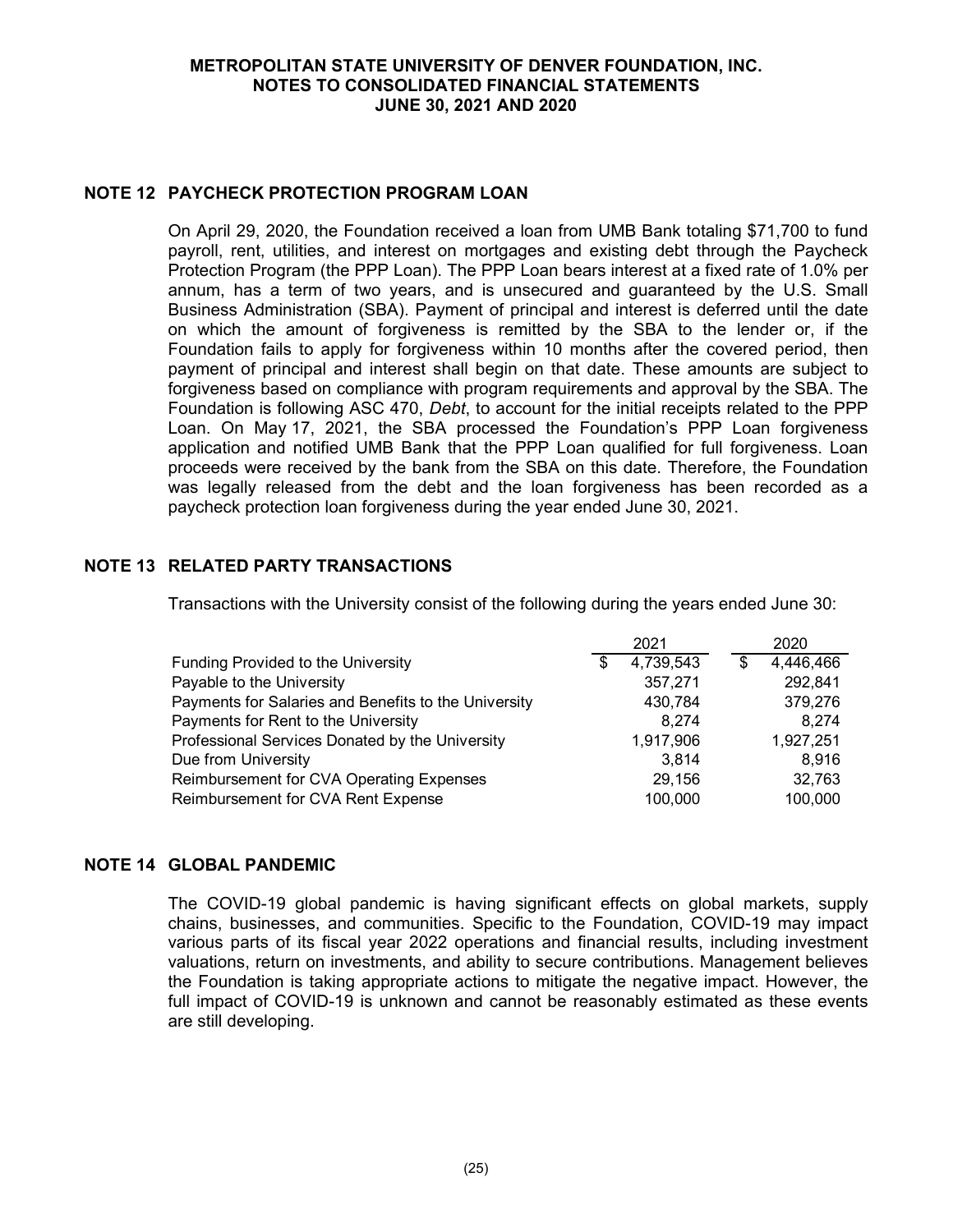## NOTE 12 PAYCHECK PROTECTION PROGRAM LOAN

On April 29, 2020, the Foundation received a loan from UMB Bank totaling $71,700 to fund payroll, rent, utilities, and interest on mortgages and existing debt through the Paycheck Protection Program (the PPP Loan). The PPP Loan bears interest at a fixed rate of 1.0% per annum, has a term of two years, and is unsecured and guaranteed by the U.S. Small Business Administration (SBA). Payment of principal and interest is deferred until the date on which the amount of forgiveness is remitted by the SBA to the lender or, if the Foundation fails to apply for forgiveness within 10 months after the covered period, then payment of principal and interest shall begin on that date. These amounts are subject to forgiveness based on compliance with program requirements and approval by the SBA. The Foundation is following ASC 470, *Debt*, to account for the initial receipts related to the PPP Loan. On May 17, 2021, the SBA processed the Foundation's PPP Loan forgiveness application and notified UMB Bank that the PPP Loan qualified for full forgiveness. Loan proceeds were received by the bank from the SBA on this date. Therefore, the Foundation was legally released from the debt and the loan forgiveness has been recorded as a paycheck protection loan forgiveness during the year ended June 30, 2021.

## NOTE 13 RELATED PARTY TRANSACTIONS

Transactions with the University consist of the following during the years ended June 30:

| | 2021 | 2020 |
|---|---|---|
| Funding Provided to the University | $ 4,739,543 | $ 4,446,466 |
| Payable to the University | 357,271 | 292,841 |
| Payments for Salaries and Benefits to the University | 430,784 | 379,276 |
| Payments for Rent to the University | 8,274 | 8,274 |
| Professional Services Donated by the University | 1,917,906 | 1,927,251 |
| Due from University | 3,814 | 8,916 |
| Reimbursement for CVA Operating Expenses | 29,156 | 32,763 |
| Reimbursement for CVA Rent Expense | 100,000 | 100,000 |

## NOTE 14 GLOBAL PANDEMIC

The COVID-19 global pandemic is having significant effects on global markets, supply chains, businesses, and communities. Specific to the Foundation, COVID-19 may impact various parts of its fiscal year 2022 operations and financial results, including investment valuations, return on investments, and ability to secure contributions. Management believes the Foundation is taking appropriate actions to mitigate the negative impact. However, the full impact of COVID-19 is unknown and cannot be reasonably estimated as these events are still developing.